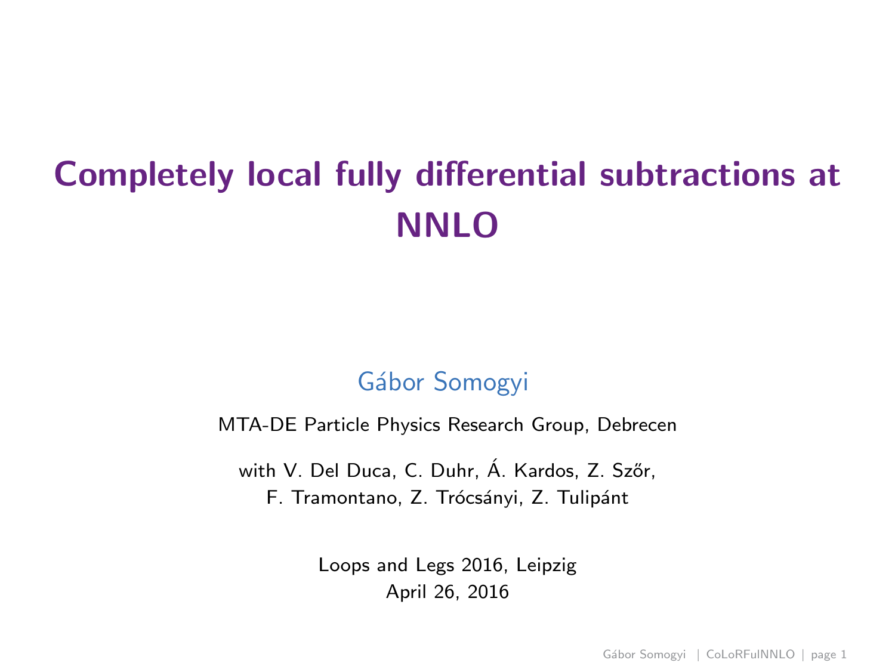# Completely local fully differential subtractions at NNLO

Gábor Somogyi

MTA-DE Particle Physics Research Group, Debrecen

with V. Del Duca, C. Duhr, Á. Kardos, Z. Szőr, F. Tramontano, Z. Trócsányi, Z. Tulipánt

Loops and Legs 2016, Leipzig
April 26, 2016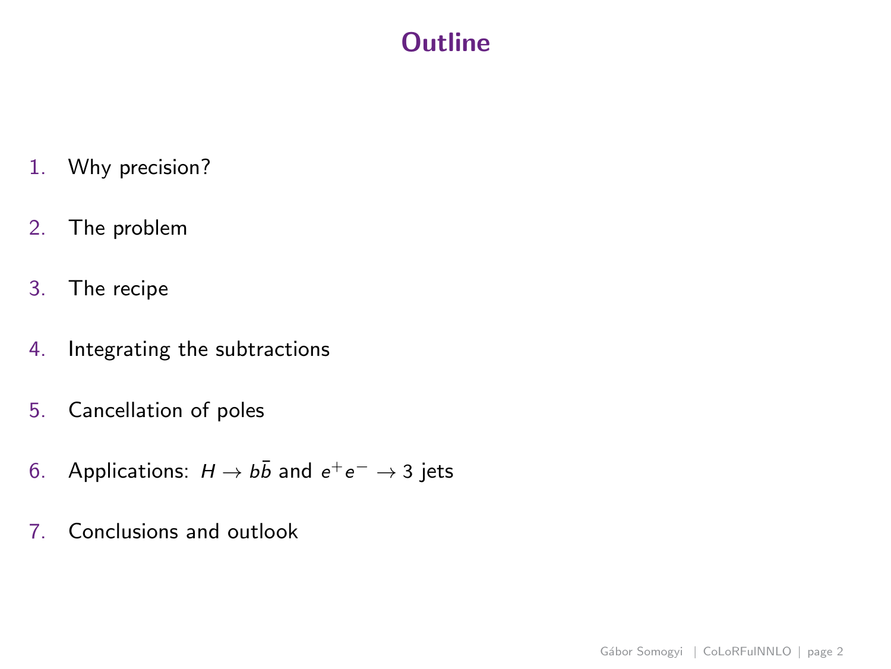# Outline

1. Why precision?
2. The problem
3. The recipe
4. Integrating the subtractions
5. Cancellation of poles
6. Applications: $H \to b\bar{b}$ and $e^+e^- \to 3$ jets
7. Conclusions and outlook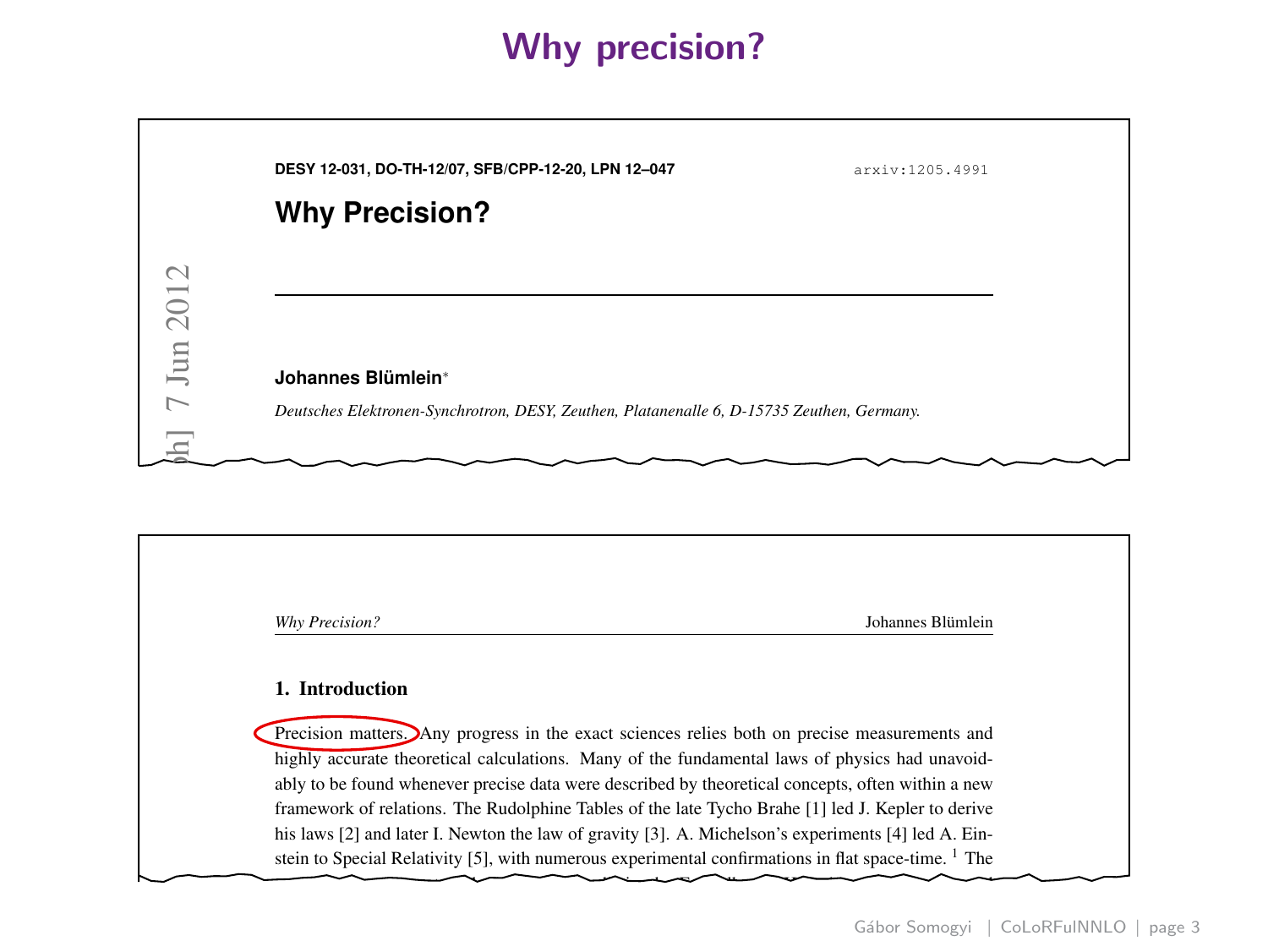# Why precision?

**DESY 12-031, DO-TH-12/07, SFB/CPP-12-20, LPN 12–047** arxiv:1205.4991

## Why Precision?

**Johannes Blümlein***

*Deutsches Elektronen-Synchrotron, DESY, Zeuthen, Platanenalle 6, D-15735 Zeuthen, Germany.*

---

*Why Precision?* Johannes Blümlein

### 1. Introduction

Precision matters. Any progress in the exact sciences relies both on precise measurements and highly accurate theoretical calculations. Many of the fundamental laws of physics had unavoidably to be found whenever precise data were described by theoretical concepts, often within a new framework of relations. The Rudolphine Tables of the late Tycho Brahe [1] led J. Kepler to derive his laws [2] and later I. Newton the law of gravity [3]. A. Michelson's experiments [4] led A. Einstein to Special Relativity [5], with numerous experimental confirmations in flat space-time. [1] The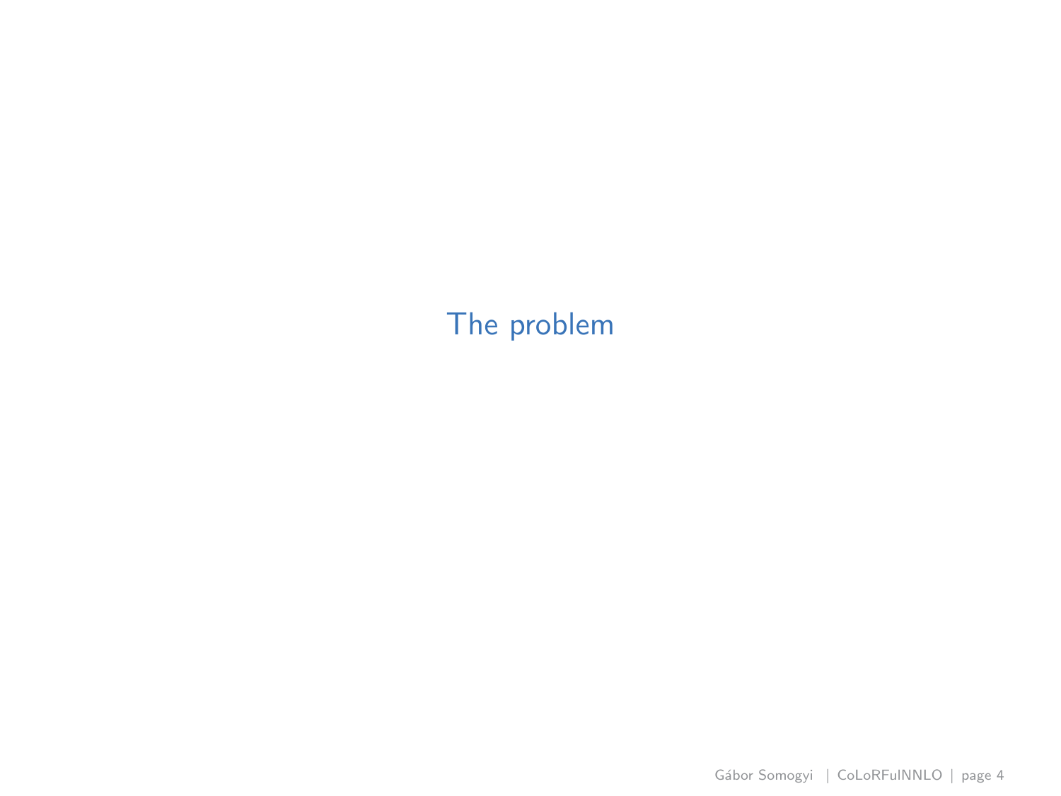# The problem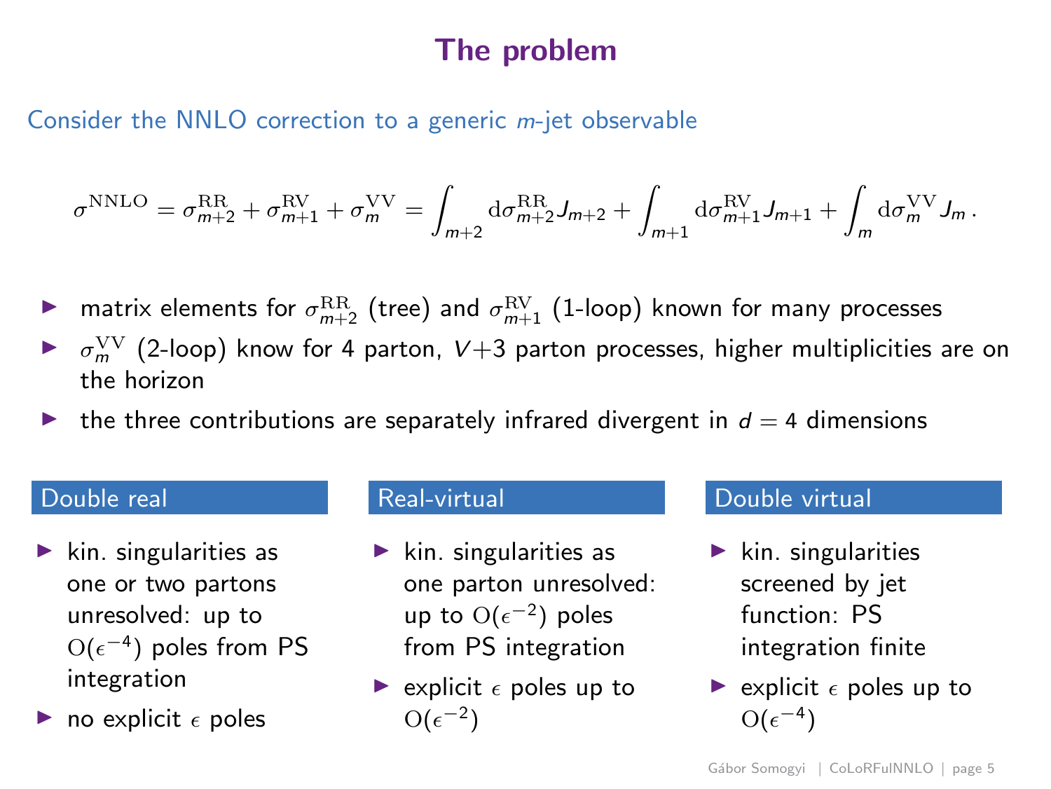# The problem

Consider the NNLO correction to a generic $m$-jet observable

$$\sigma^{\rm NNLO} = \sigma^{\rm RR}_{m+2} + \sigma^{\rm RV}_{m+1} + \sigma^{\rm VV}_{m} = \int_{m+2} {\rm d}\sigma^{\rm RR}_{m+2} J_{m+2} + \int_{m+1} {\rm d}\sigma^{\rm RV}_{m+1} J_{m+1} + \int_{m} {\rm d}\sigma^{\rm VV}_{m} J_{m}\,.$$

- matrix elements for $\sigma^{\rm RR}_{m+2}$ (tree) and $\sigma^{\rm RV}_{m+1}$ (1-loop) known for many processes
- $\sigma^{\rm VV}_{m}$ (2-loop) know for 4 parton, $V$+3 parton processes, higher multiplicities are on the horizon
- the three contributions are separately infrared divergent in $d = 4$ dimensions

### Double real

- kin. singularities as one or two partons unresolved: up to $\mathrm{O}(\epsilon^{-4})$ poles from PS integration
- no explicit $\epsilon$ poles

### Real-virtual

- kin. singularities as one parton unresolved: up to $\mathrm{O}(\epsilon^{-2})$ poles from PS integration
- explicit $\epsilon$ poles up to $\mathrm{O}(\epsilon^{-2})$

### Double virtual

- kin. singularities screened by jet function: PS integration finite
- explicit $\epsilon$ poles up to $\mathrm{O}(\epsilon^{-4})$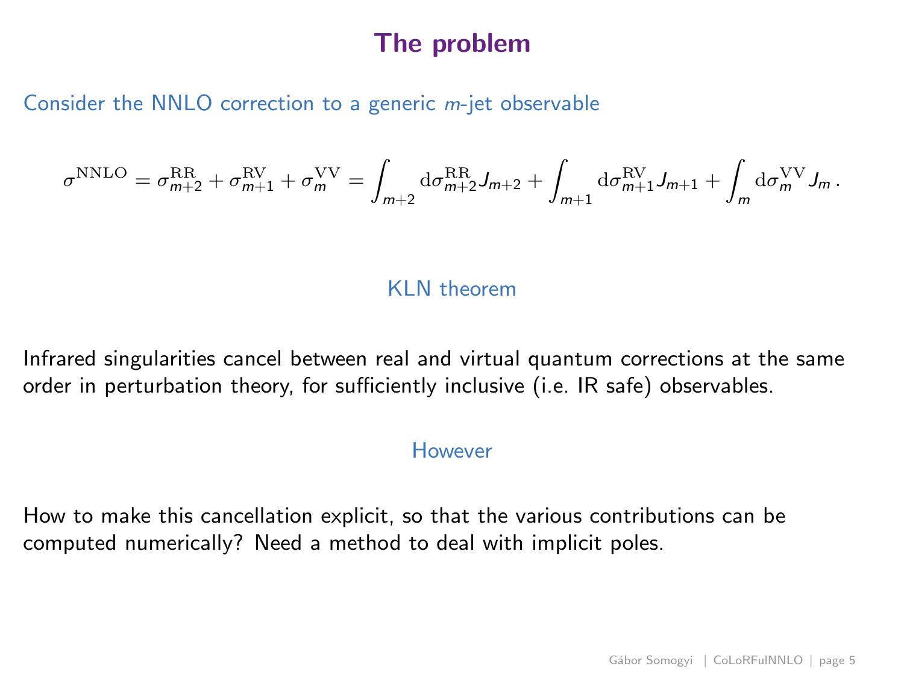# The problem

Consider the NNLO correction to a generic $m$-jet observable

$$\sigma^{\mathrm{NNLO}} = \sigma^{\mathrm{RR}}_{m+2} + \sigma^{\mathrm{RV}}_{m+1} + \sigma^{\mathrm{VV}}_{m} = \int_{m+2} \mathrm{d}\sigma^{\mathrm{RR}}_{m+2} J_{m+2} + \int_{m+1} \mathrm{d}\sigma^{\mathrm{RV}}_{m+1} J_{m+1} + \int_{m} \mathrm{d}\sigma^{\mathrm{VV}}_{m} J_{m} \,.$$

KLN theorem

Infrared singularities cancel between real and virtual quantum corrections at the same order in perturbation theory, for sufficiently inclusive (i.e. IR safe) observables.

However

How to make this cancellation explicit, so that the various contributions can be computed numerically? Need a method to deal with implicit poles.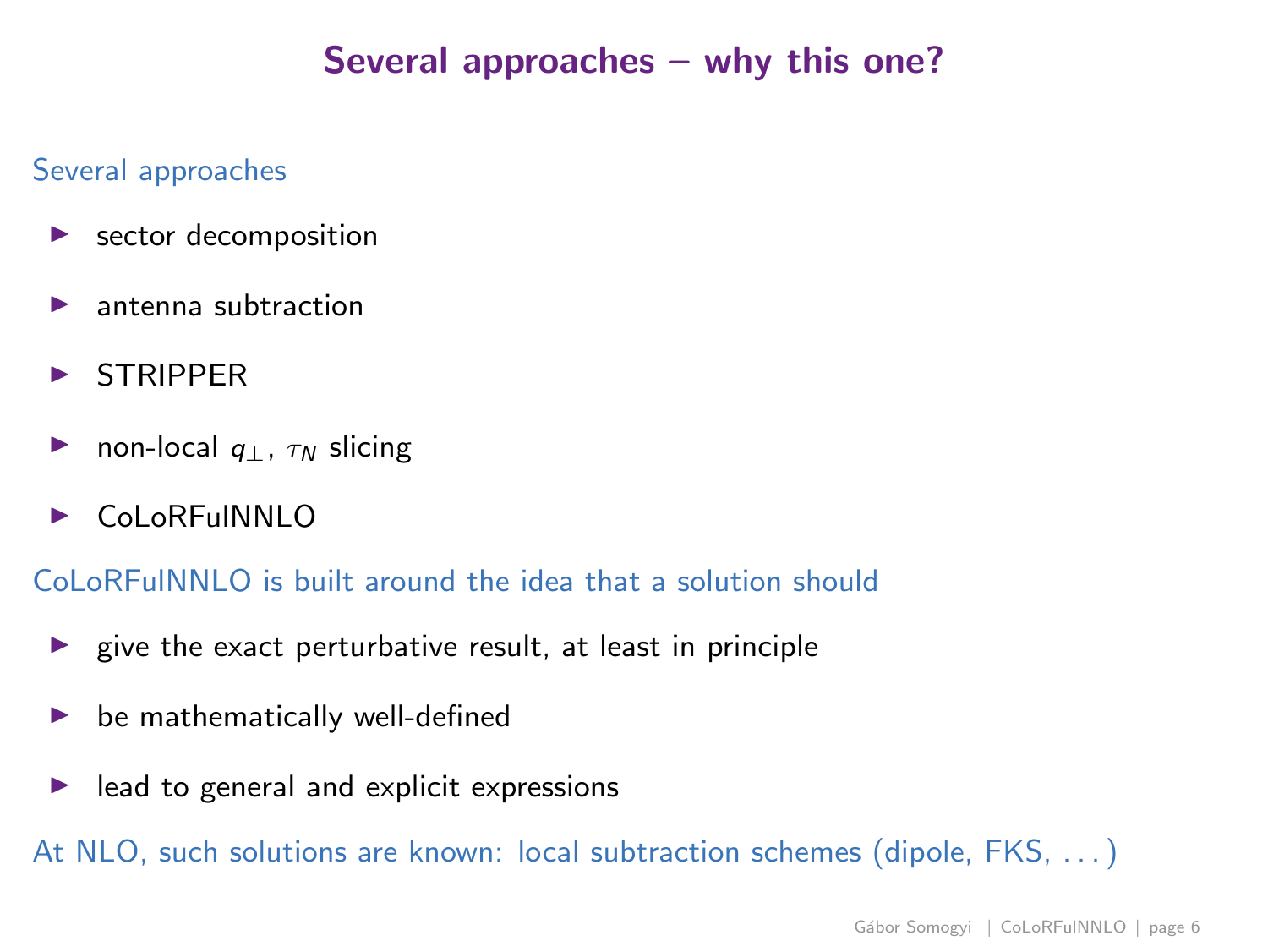# Several approaches – why this one?

Several approaches

- sector decomposition
- antenna subtraction
- STRIPPER
- non-local $q_{\perp}$, $\tau_N$ slicing
- CoLoRFulNNLO

CoLoRFulNNLO is built around the idea that a solution should

- give the exact perturbative result, at least in principle
- be mathematically well-defined
- lead to general and explicit expressions

At NLO, such solutions are known: local subtraction schemes (dipole, FKS, . . . )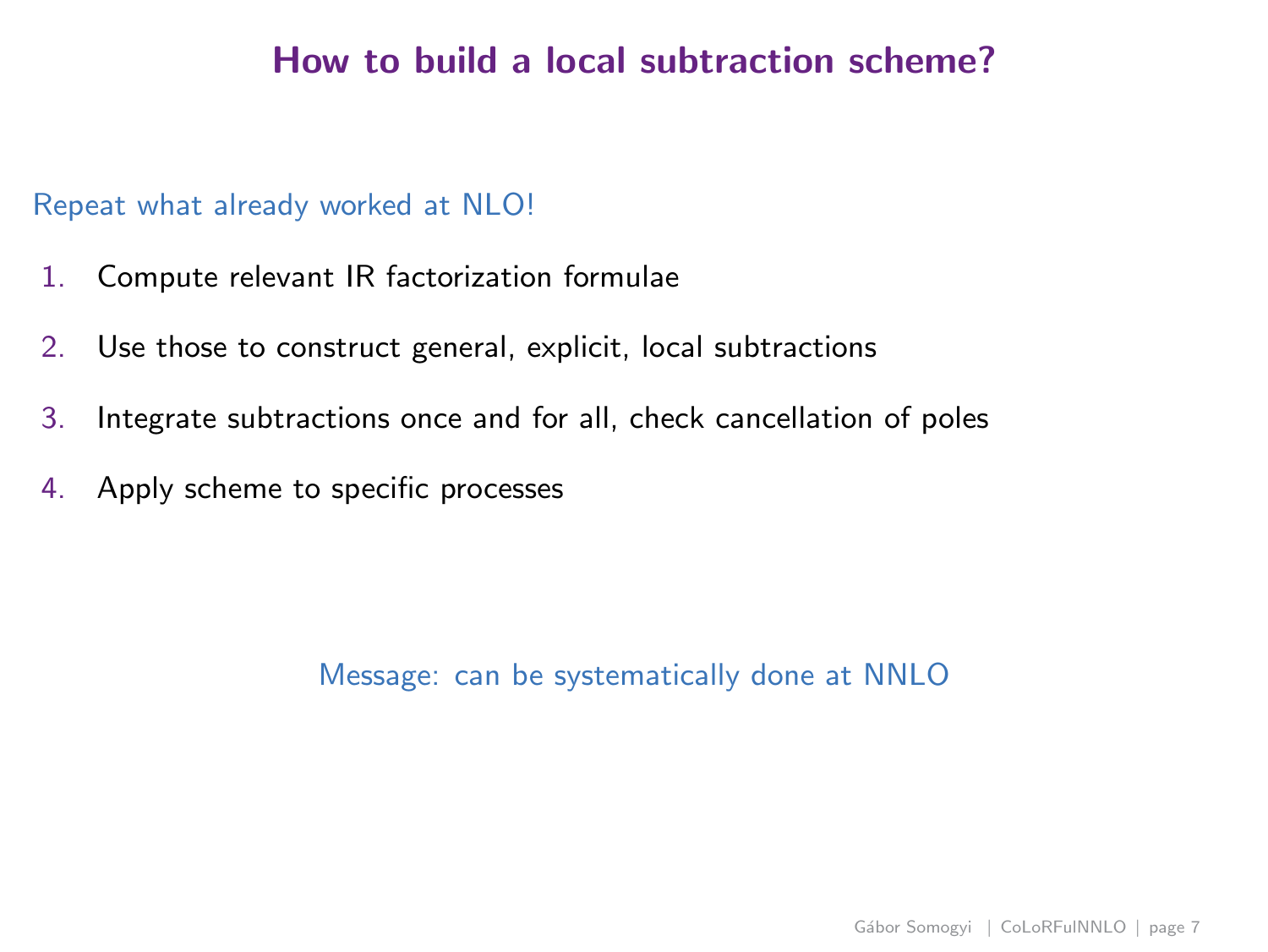# How to build a local subtraction scheme?

Repeat what already worked at NLO!

1. Compute relevant IR factorization formulae
2. Use those to construct general, explicit, local subtractions
3. Integrate subtractions once and for all, check cancellation of poles
4. Apply scheme to specific processes

Message: can be systematically done at NNLO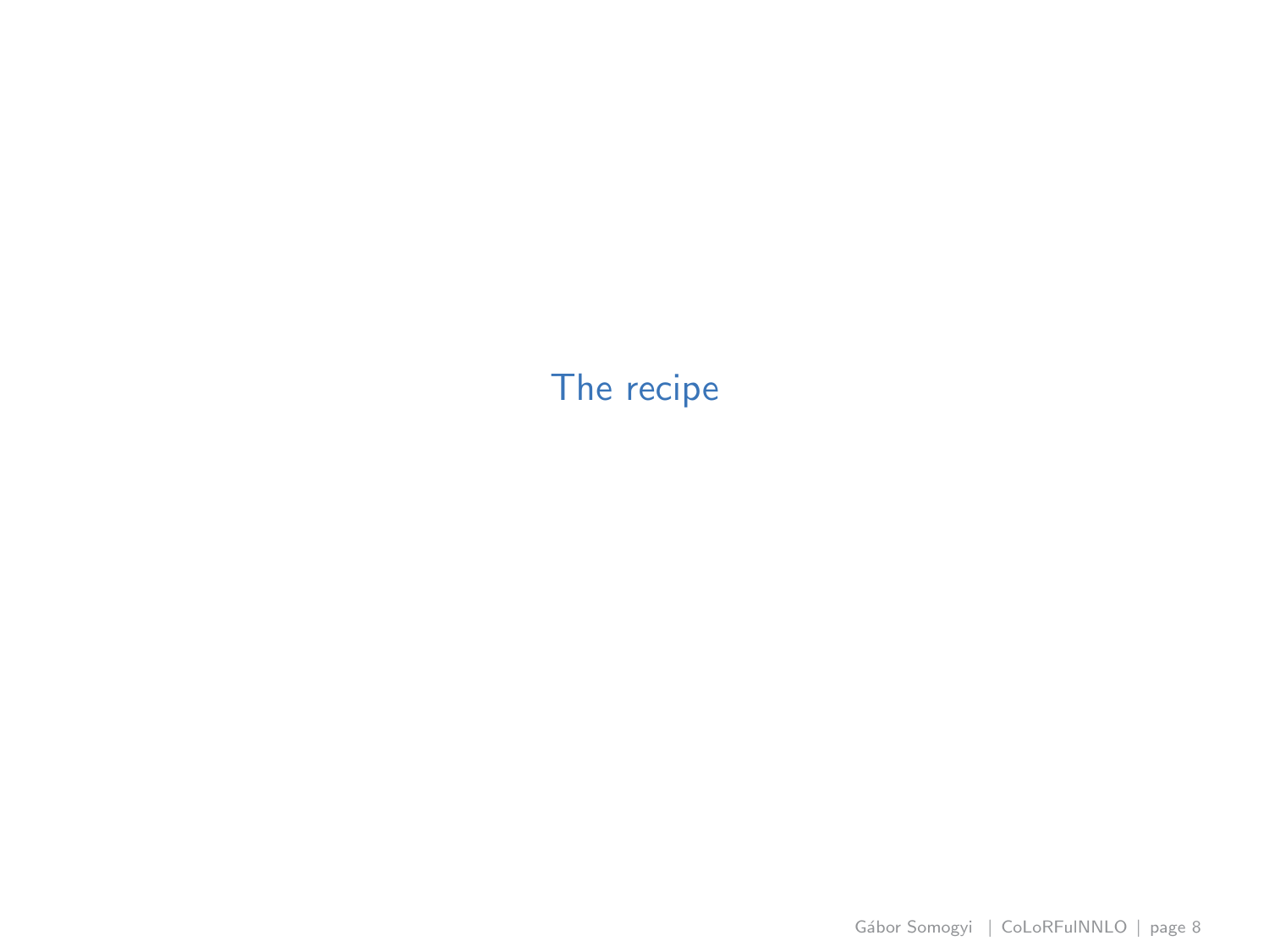# The recipe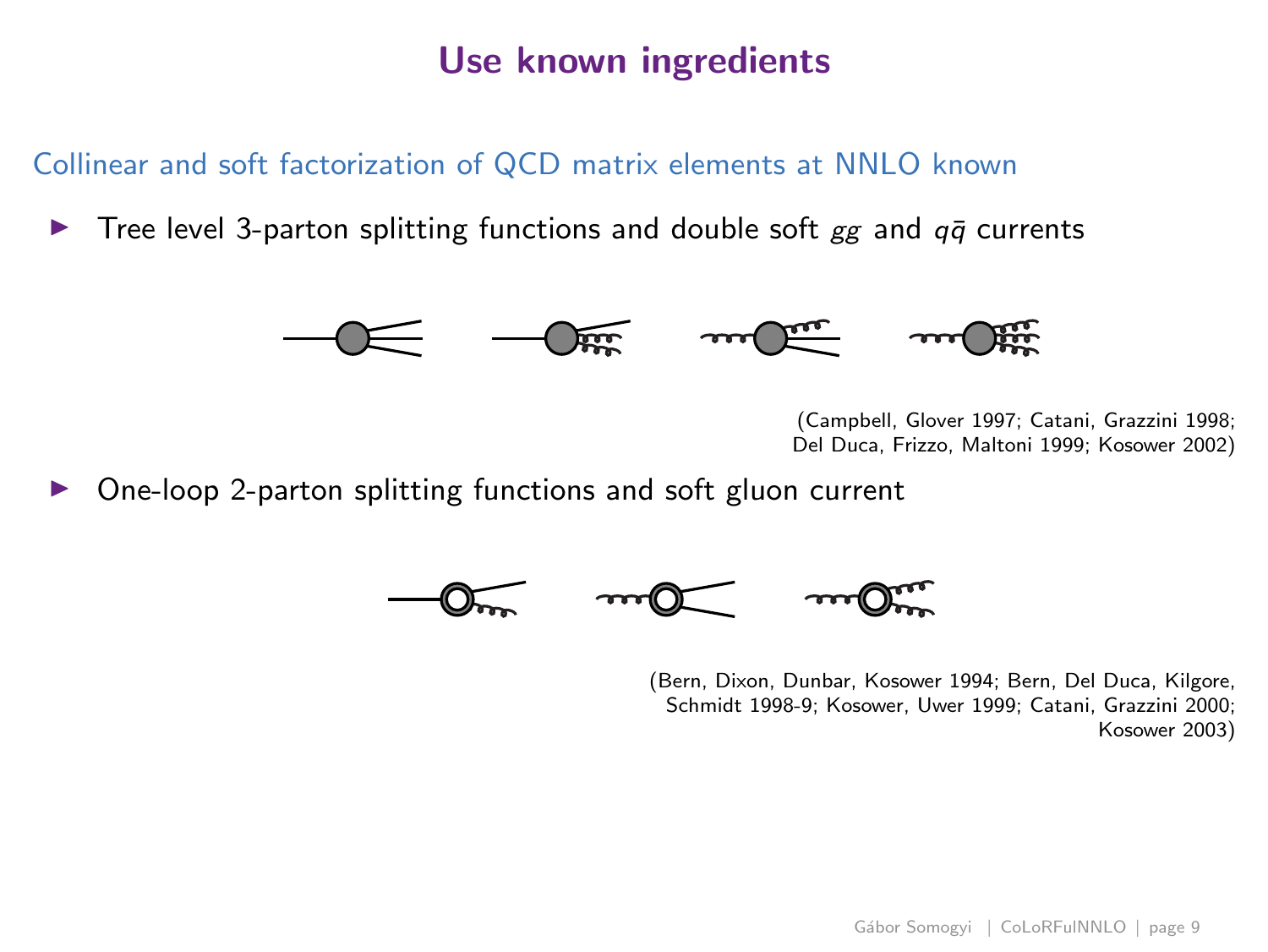# Use known ingredients

Collinear and soft factorization of QCD matrix elements at NNLO known

- Tree level 3-parton splitting functions and double soft $gg$ and $q\bar{q}$ currents

(Campbell, Glover 1997; Catani, Grazzini 1998; Del Duca, Frizzo, Maltoni 1999; Kosower 2002)

- One-loop 2-parton splitting functions and soft gluon current

(Bern, Dixon, Dunbar, Kosower 1994; Bern, Del Duca, Kilgore, Schmidt 1998-9; Kosower, Uwer 1999; Catani, Grazzini 2000; Kosower 2003)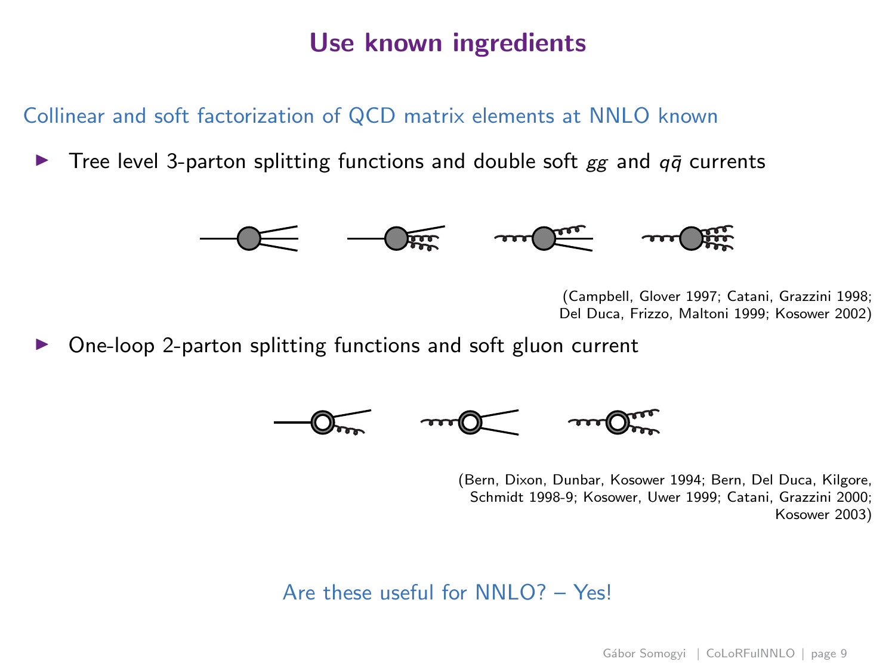# Use known ingredients

Collinear and soft factorization of QCD matrix elements at NNLO known

- Tree level 3-parton splitting functions and double soft $gg$ and $q\bar{q}$ currents

(Campbell, Glover 1997; Catani, Grazzini 1998; Del Duca, Frizzo, Maltoni 1999; Kosower 2002)

- One-loop 2-parton splitting functions and soft gluon current

(Bern, Dixon, Dunbar, Kosower 1994; Bern, Del Duca, Kilgore, Schmidt 1998-9; Kosower, Uwer 1999; Catani, Grazzini 2000; Kosower 2003)

Are these useful for NNLO? – Yes!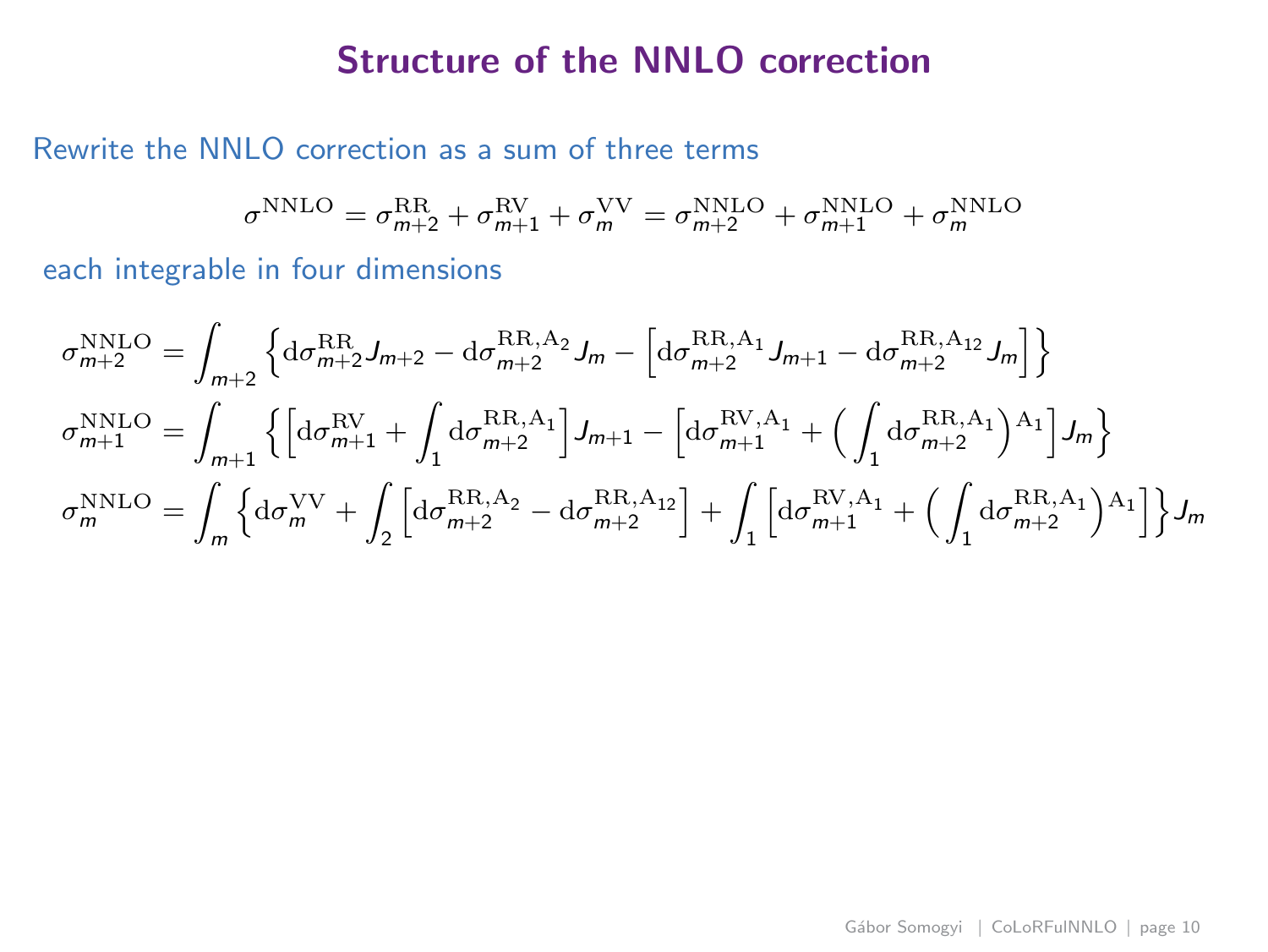# Structure of the NNLO correction

Rewrite the NNLO correction as a sum of three terms

$$\sigma^{\mathrm{NNLO}} = \sigma^{\mathrm{RR}}_{m+2} + \sigma^{\mathrm{RV}}_{m+1} + \sigma^{\mathrm{VV}}_{m} = \sigma^{\mathrm{NNLO}}_{m+2} + \sigma^{\mathrm{NNLO}}_{m+1} + \sigma^{\mathrm{NNLO}}_{m}$$

each integrable in four dimensions

$$\sigma^{\mathrm{NNLO}}_{m+2} = \int_{m+2} \Big\{ \mathrm{d}\sigma^{\mathrm{RR}}_{m+2} J_{m+2} - \mathrm{d}\sigma^{\mathrm{RR,A_2}}_{m+2} J_m - \Big[ \mathrm{d}\sigma^{\mathrm{RR,A_1}}_{m+2} J_{m+1} - \mathrm{d}\sigma^{\mathrm{RR,A_{12}}}_{m+2} J_m \Big] \Big\}$$

$$\sigma^{\mathrm{NNLO}}_{m+1} = \int_{m+1} \Big\{ \Big[ \mathrm{d}\sigma^{\mathrm{RV}}_{m+1} + \int_1 \mathrm{d}\sigma^{\mathrm{RR,A_1}}_{m+2} \Big] J_{m+1} - \Big[ \mathrm{d}\sigma^{\mathrm{RV,A_1}}_{m+1} + \Big( \int_1 \mathrm{d}\sigma^{\mathrm{RR,A_1}}_{m+2} \Big)^{\mathrm{A_1}} \Big] J_m \Big\}$$

$$\sigma^{\mathrm{NNLO}}_{m} = \int_{m} \Big\{ \mathrm{d}\sigma^{\mathrm{VV}}_{m} + \int_2 \Big[ \mathrm{d}\sigma^{\mathrm{RR,A_2}}_{m+2} - \mathrm{d}\sigma^{\mathrm{RR,A_{12}}}_{m+2} \Big] + \int_1 \Big[ \mathrm{d}\sigma^{\mathrm{RV,A_1}}_{m+1} + \Big( \int_1 \mathrm{d}\sigma^{\mathrm{RR,A_1}}_{m+2} \Big)^{\mathrm{A_1}} \Big] \Big\} J_m$$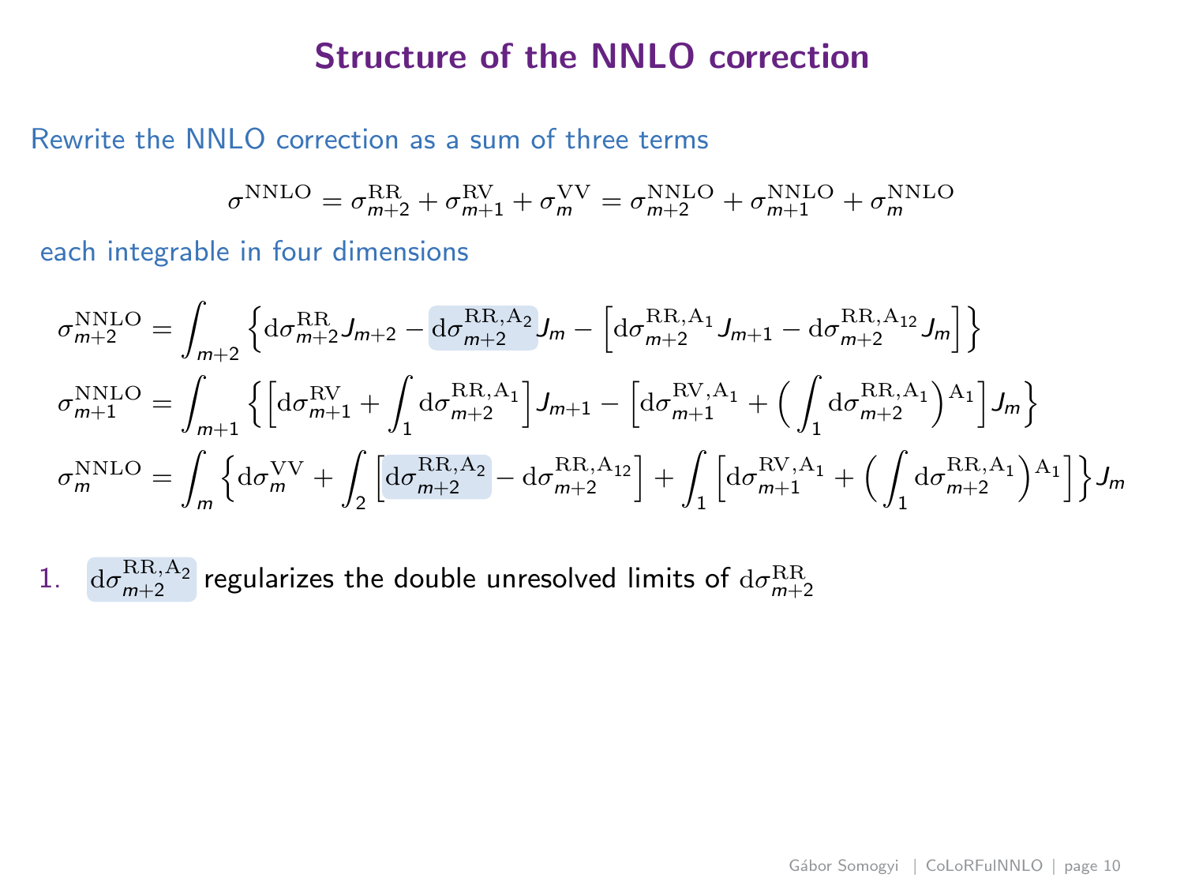# Structure of the NNLO correction

Rewrite the NNLO correction as a sum of three terms

$$\sigma^{\rm NNLO} = \sigma^{\rm RR}_{m+2} + \sigma^{\rm RV}_{m+1} + \sigma^{\rm VV}_{m} = \sigma^{\rm NNLO}_{m+2} + \sigma^{\rm NNLO}_{m+1} + \sigma^{\rm NNLO}_{m}$$

each integrable in four dimensions

$$\sigma^{\rm NNLO}_{m+2} = \int_{m+2} \Big\{ {\rm d}\sigma^{\rm RR}_{m+2} J_{m+2} - {\rm d}\sigma^{\rm RR,A_2}_{m+2} J_m - \Big[ {\rm d}\sigma^{\rm RR,A_1}_{m+2} J_{m+1} - {\rm d}\sigma^{\rm RR,A_{12}}_{m+2} J_m \Big] \Big\}$$

$$\sigma^{\rm NNLO}_{m+1} = \int_{m+1} \Big\{ \Big[ {\rm d}\sigma^{\rm RV}_{m+1} + \int_1 {\rm d}\sigma^{\rm RR,A_1}_{m+2} \Big] J_{m+1} - \Big[ {\rm d}\sigma^{\rm RV,A_1}_{m+1} + \Big( \int_1 {\rm d}\sigma^{\rm RR,A_1}_{m+2} \Big)^{\rm A_1} \Big] J_m \Big\}$$

$$\sigma^{\rm NNLO}_{m} = \int_{m} \Big\{ {\rm d}\sigma^{\rm VV}_{m} + \int_2 \Big[ {\rm d}\sigma^{\rm RR,A_2}_{m+2} - {\rm d}\sigma^{\rm RR,A_{12}}_{m+2} \Big] + \int_1 \Big[ {\rm d}\sigma^{\rm RV,A_1}_{m+1} + \Big( \int_1 {\rm d}\sigma^{\rm RR,A_1}_{m+2} \Big)^{\rm A_1} \Big] \Big\} J_m$$

1. ${\rm d}\sigma^{\rm RR,A_2}_{m+2}$ regularizes the double unresolved limits of ${\rm d}\sigma^{\rm RR}_{m+2}$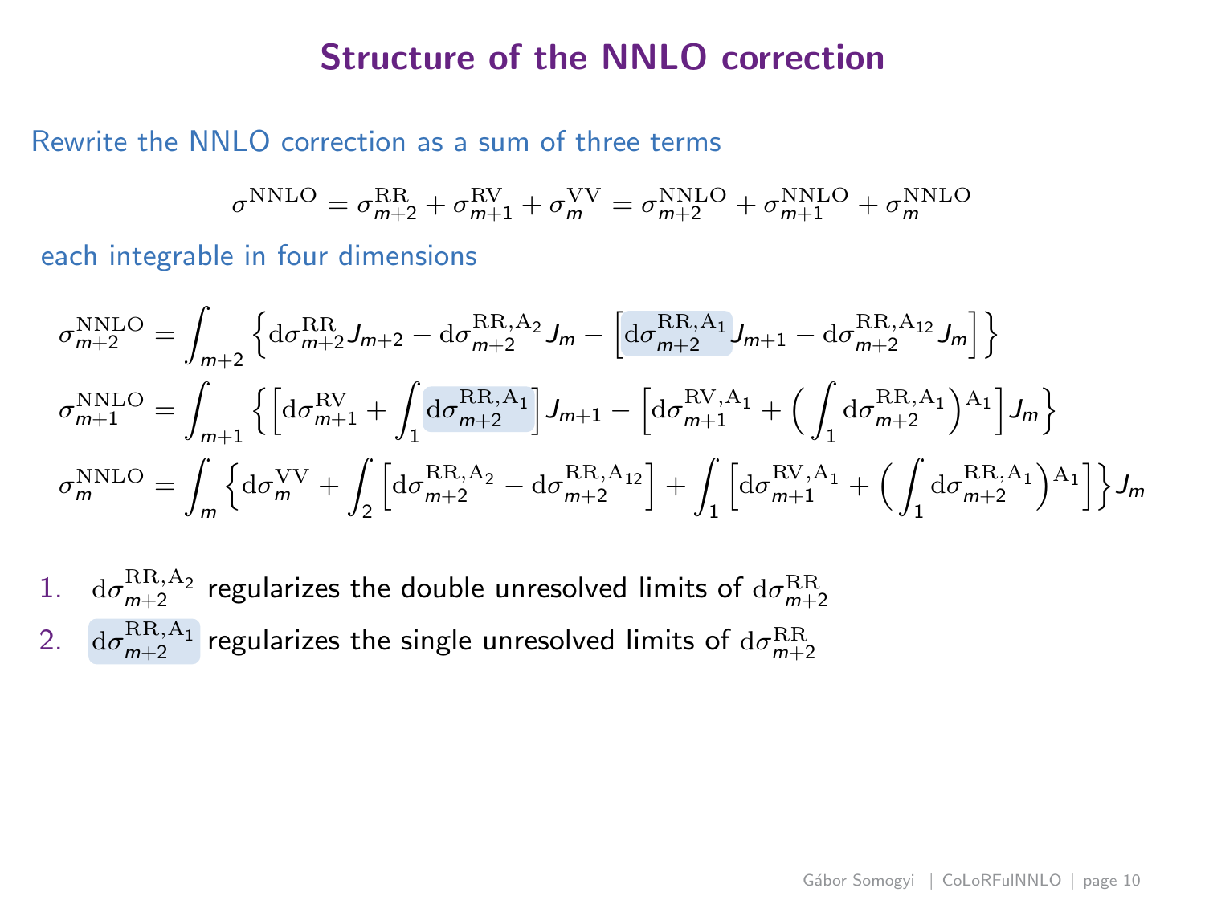# Structure of the NNLO correction

Rewrite the NNLO correction as a sum of three terms

$$\sigma^{\rm NNLO} = \sigma^{\rm RR}_{m+2} + \sigma^{\rm RV}_{m+1} + \sigma^{\rm VV}_{m} = \sigma^{\rm NNLO}_{m+2} + \sigma^{\rm NNLO}_{m+1} + \sigma^{\rm NNLO}_{m}$$

each integrable in four dimensions

$$\sigma^{\rm NNLO}_{m+2} = \int_{m+2} \left\{ {\rm d}\sigma^{\rm RR}_{m+2} J_{m+2} - {\rm d}\sigma^{\rm RR,A_2}_{m+2} J_m - \left[ {\rm d}\sigma^{\rm RR,A_1}_{m+2} J_{m+1} - {\rm d}\sigma^{\rm RR,A_{12}}_{m+2} J_m \right] \right\}$$

$$\sigma^{\rm NNLO}_{m+1} = \int_{m+1} \left\{ \left[ {\rm d}\sigma^{\rm RV}_{m+1} + \int_1 {\rm d}\sigma^{\rm RR,A_1}_{m+2} \right] J_{m+1} - \left[ {\rm d}\sigma^{\rm RV,A_1}_{m+1} + \left( \int_1 {\rm d}\sigma^{\rm RR,A_1}_{m+2} \right)^{\rm A_1} \right] J_m \right\}$$

$$\sigma^{\rm NNLO}_{m} = \int_{m} \left\{ {\rm d}\sigma^{\rm VV}_{m} + \int_2 \left[ {\rm d}\sigma^{\rm RR,A_2}_{m+2} - {\rm d}\sigma^{\rm RR,A_{12}}_{m+2} \right] + \int_1 \left[ {\rm d}\sigma^{\rm RV,A_1}_{m+1} + \left( \int_1 {\rm d}\sigma^{\rm RR,A_1}_{m+2} \right)^{\rm A_1} \right] \right\} J_m$$

1. ${\rm d}\sigma^{\rm RR,A_2}_{m+2}$ regularizes the double unresolved limits of ${\rm d}\sigma^{\rm RR}_{m+2}$
2. ${\rm d}\sigma^{\rm RR,A_1}_{m+2}$ regularizes the single unresolved limits of ${\rm d}\sigma^{\rm RR}_{m+2}$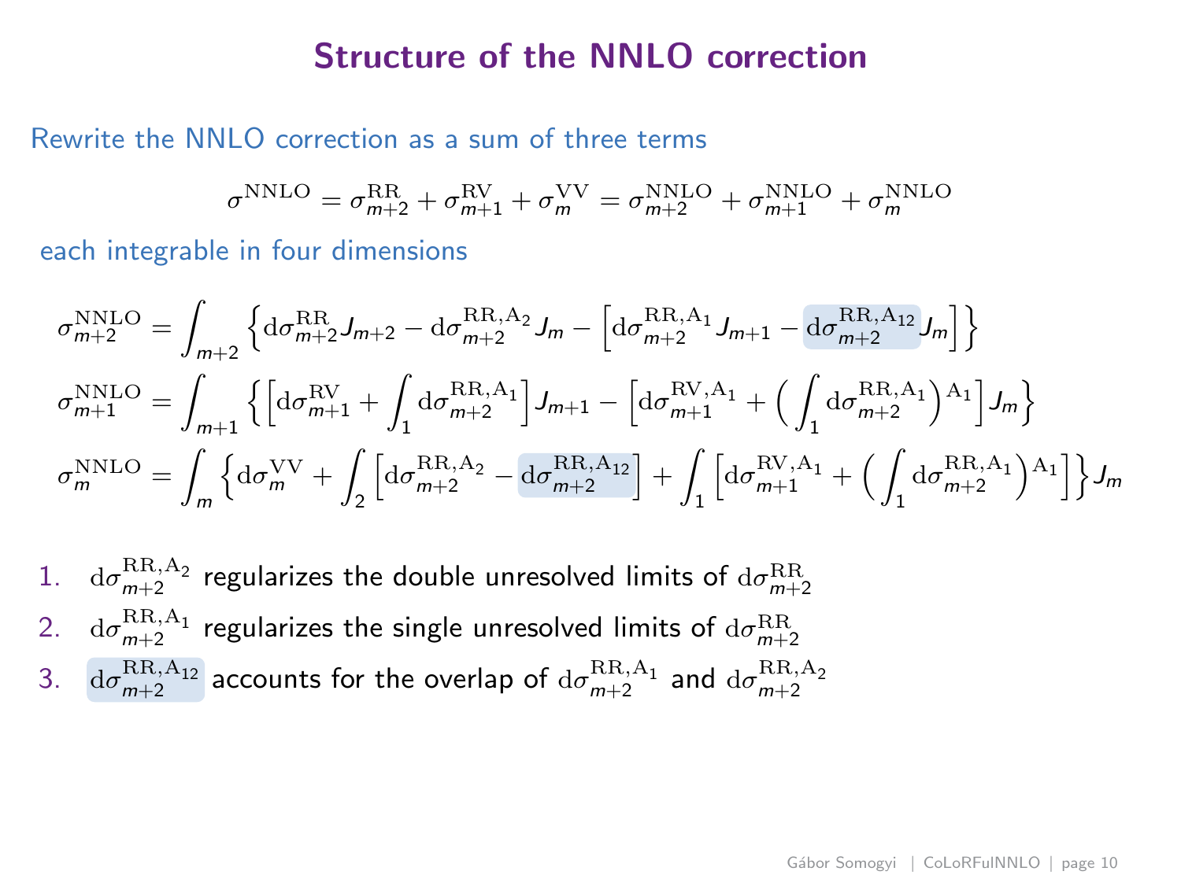# Structure of the NNLO correction

Rewrite the NNLO correction as a sum of three terms

$$\sigma^{\rm NNLO} = \sigma^{\rm RR}_{m+2} + \sigma^{\rm RV}_{m+1} + \sigma^{\rm VV}_{m} = \sigma^{\rm NNLO}_{m+2} + \sigma^{\rm NNLO}_{m+1} + \sigma^{\rm NNLO}_{m}$$

each integrable in four dimensions

$$\sigma^{\rm NNLO}_{m+2} = \int_{m+2} \Big\{ {\rm d}\sigma^{\rm RR}_{m+2} J_{m+2} - {\rm d}\sigma^{\rm RR,A_2}_{m+2} J_m - \Big[ {\rm d}\sigma^{\rm RR,A_1}_{m+2} J_{m+1} - {\rm d}\sigma^{\rm RR,A_{12}}_{m+2} J_m \Big] \Big\}$$

$$\sigma^{\rm NNLO}_{m+1} = \int_{m+1} \Big\{ \Big[ {\rm d}\sigma^{\rm RV}_{m+1} + \int_1 {\rm d}\sigma^{\rm RR,A_1}_{m+2} \Big] J_{m+1} - \Big[ {\rm d}\sigma^{\rm RV,A_1}_{m+1} + \Big( \int_1 {\rm d}\sigma^{\rm RR,A_1}_{m+2} \Big)^{\rm A_1} \Big] J_m \Big\}$$

$$\sigma^{\rm NNLO}_{m} = \int_{m} \Big\{ {\rm d}\sigma^{\rm VV}_{m} + \int_2 \Big[ {\rm d}\sigma^{\rm RR,A_2}_{m+2} - {\rm d}\sigma^{\rm RR,A_{12}}_{m+2} \Big] + \int_1 \Big[ {\rm d}\sigma^{\rm RV,A_1}_{m+1} + \Big( \int_1 {\rm d}\sigma^{\rm RR,A_1}_{m+2} \Big)^{\rm A_1} \Big] \Big\} J_m$$

1. ${\rm d}\sigma^{\rm RR,A_2}_{m+2}$ regularizes the double unresolved limits of ${\rm d}\sigma^{\rm RR}_{m+2}$
2. ${\rm d}\sigma^{\rm RR,A_1}_{m+2}$ regularizes the single unresolved limits of ${\rm d}\sigma^{\rm RR}_{m+2}$
3. ${\rm d}\sigma^{\rm RR,A_{12}}_{m+2}$ accounts for the overlap of ${\rm d}\sigma^{\rm RR,A_1}_{m+2}$ and ${\rm d}\sigma^{\rm RR,A_2}_{m+2}$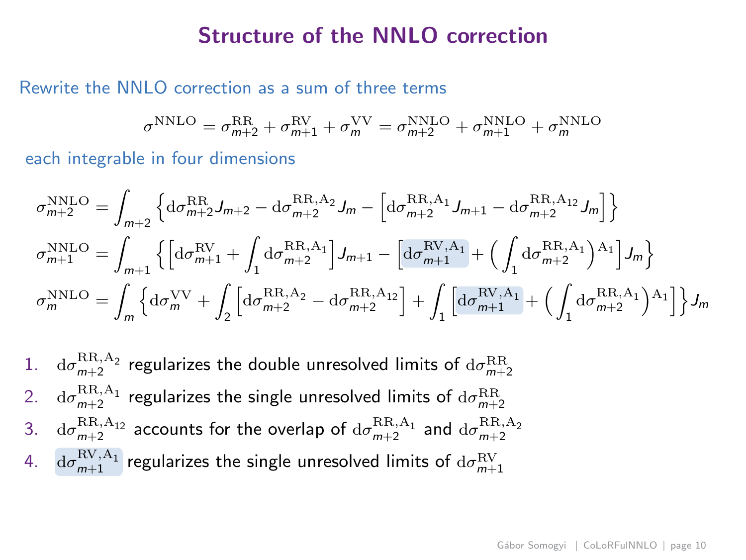# Structure of the NNLO correction

Rewrite the NNLO correction as a sum of three terms

$$\sigma^{\rm NNLO} = \sigma^{\rm RR}_{m+2} + \sigma^{\rm RV}_{m+1} + \sigma^{\rm VV}_{m} = \sigma^{\rm NNLO}_{m+2} + \sigma^{\rm NNLO}_{m+1} + \sigma^{\rm NNLO}_{m}$$

each integrable in four dimensions

$$\sigma^{\rm NNLO}_{m+2} = \int_{m+2} \Big\{ {\rm d}\sigma^{\rm RR}_{m+2} J_{m+2} - {\rm d}\sigma^{\rm RR,A_2}_{m+2} J_m - \Big[ {\rm d}\sigma^{\rm RR,A_1}_{m+2} J_{m+1} - {\rm d}\sigma^{\rm RR,A_{12}}_{m+2} J_m \Big] \Big\}$$

$$\sigma^{\rm NNLO}_{m+1} = \int_{m+1} \Big\{ \Big[ {\rm d}\sigma^{\rm RV}_{m+1} + \int_1 {\rm d}\sigma^{\rm RR,A_1}_{m+2} \Big] J_{m+1} - \Big[ {\rm d}\sigma^{\rm RV,A_1}_{m+1} + \Big( \int_1 {\rm d}\sigma^{\rm RR,A_1}_{m+2} \Big)^{\rm A_1} \Big] J_m \Big\}$$

$$\sigma^{\rm NNLO}_{m} = \int_{m} \Big\{ {\rm d}\sigma^{\rm VV}_{m} + \int_2 \Big[ {\rm d}\sigma^{\rm RR,A_2}_{m+2} - {\rm d}\sigma^{\rm RR,A_{12}}_{m+2} \Big] + \int_1 \Big[ {\rm d}\sigma^{\rm RV,A_1}_{m+1} + \Big( \int_1 {\rm d}\sigma^{\rm RR,A_1}_{m+2} \Big)^{\rm A_1} \Big] \Big\} J_m$$

1. ${\rm d}\sigma^{\rm RR,A_2}_{m+2}$ regularizes the double unresolved limits of ${\rm d}\sigma^{\rm RR}_{m+2}$
2. ${\rm d}\sigma^{\rm RR,A_1}_{m+2}$ regularizes the single unresolved limits of ${\rm d}\sigma^{\rm RR}_{m+2}$
3. ${\rm d}\sigma^{\rm RR,A_{12}}_{m+2}$ accounts for the overlap of ${\rm d}\sigma^{\rm RR,A_1}_{m+2}$ and ${\rm d}\sigma^{\rm RR,A_2}_{m+2}$
4. ${\rm d}\sigma^{\rm RV,A_1}_{m+1}$ regularizes the single unresolved limits of ${\rm d}\sigma^{\rm RV}_{m+1}$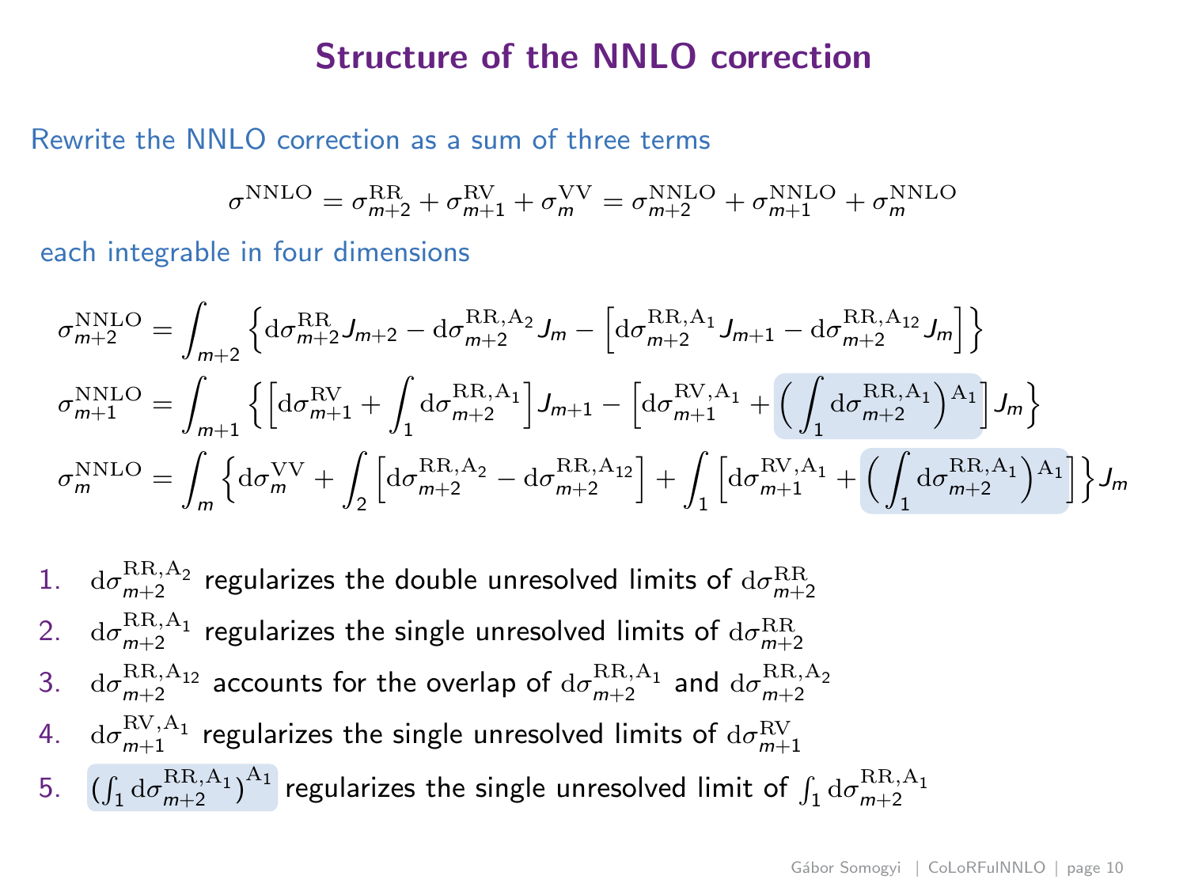# Structure of the NNLO correction

Rewrite the NNLO correction as a sum of three terms

$$\sigma^{\mathrm{NNLO}} = \sigma^{\mathrm{RR}}_{m+2} + \sigma^{\mathrm{RV}}_{m+1} + \sigma^{\mathrm{VV}}_{m} = \sigma^{\mathrm{NNLO}}_{m+2} + \sigma^{\mathrm{NNLO}}_{m+1} + \sigma^{\mathrm{NNLO}}_{m}$$

each integrable in four dimensions

$$\sigma^{\mathrm{NNLO}}_{m+2} = \int_{m+2} \left\{ \mathrm{d}\sigma^{\mathrm{RR}}_{m+2} J_{m+2} - \mathrm{d}\sigma^{\mathrm{RR,A_2}}_{m+2} J_m - \left[ \mathrm{d}\sigma^{\mathrm{RR,A_1}}_{m+2} J_{m+1} - \mathrm{d}\sigma^{\mathrm{RR,A_{12}}}_{m+2} J_m \right] \right\}$$

$$\sigma^{\mathrm{NNLO}}_{m+1} = \int_{m+1} \left\{ \left[ \mathrm{d}\sigma^{\mathrm{RV}}_{m+1} + \int_1 \mathrm{d}\sigma^{\mathrm{RR,A_1}}_{m+2} \right] J_{m+1} - \left[ \mathrm{d}\sigma^{\mathrm{RV,A_1}}_{m+1} + \left( \int_1 \mathrm{d}\sigma^{\mathrm{RR,A_1}}_{m+2} \right)^{\mathrm{A_1}} \right] J_m \right\}$$

$$\sigma^{\mathrm{NNLO}}_{m} = \int_{m} \left\{ \mathrm{d}\sigma^{\mathrm{VV}}_{m} + \int_2 \left[ \mathrm{d}\sigma^{\mathrm{RR,A_2}}_{m+2} - \mathrm{d}\sigma^{\mathrm{RR,A_{12}}}_{m+2} \right] + \int_1 \left[ \mathrm{d}\sigma^{\mathrm{RV,A_1}}_{m+1} + \left( \int_1 \mathrm{d}\sigma^{\mathrm{RR,A_1}}_{m+2} \right)^{\mathrm{A_1}} \right] \right\} J_m$$

1. $\mathrm{d}\sigma^{\mathrm{RR,A_2}}_{m+2}$ regularizes the double unresolved limits of $\mathrm{d}\sigma^{\mathrm{RR}}_{m+2}$
2. $\mathrm{d}\sigma^{\mathrm{RR,A_1}}_{m+2}$ regularizes the single unresolved limits of $\mathrm{d}\sigma^{\mathrm{RR}}_{m+2}$
3. $\mathrm{d}\sigma^{\mathrm{RR,A_{12}}}_{m+2}$ accounts for the overlap of $\mathrm{d}\sigma^{\mathrm{RR,A_1}}_{m+2}$ and $\mathrm{d}\sigma^{\mathrm{RR,A_2}}_{m+2}$
4. $\mathrm{d}\sigma^{\mathrm{RV,A_1}}_{m+1}$ regularizes the single unresolved limits of $\mathrm{d}\sigma^{\mathrm{RV}}_{m+1}$
5. $\left(\int_1 \mathrm{d}\sigma^{\mathrm{RR,A_1}}_{m+2}\right)^{\mathrm{A_1}}$ regularizes the single unresolved limit of $\int_1 \mathrm{d}\sigma^{\mathrm{RR,A_1}}_{m+2}$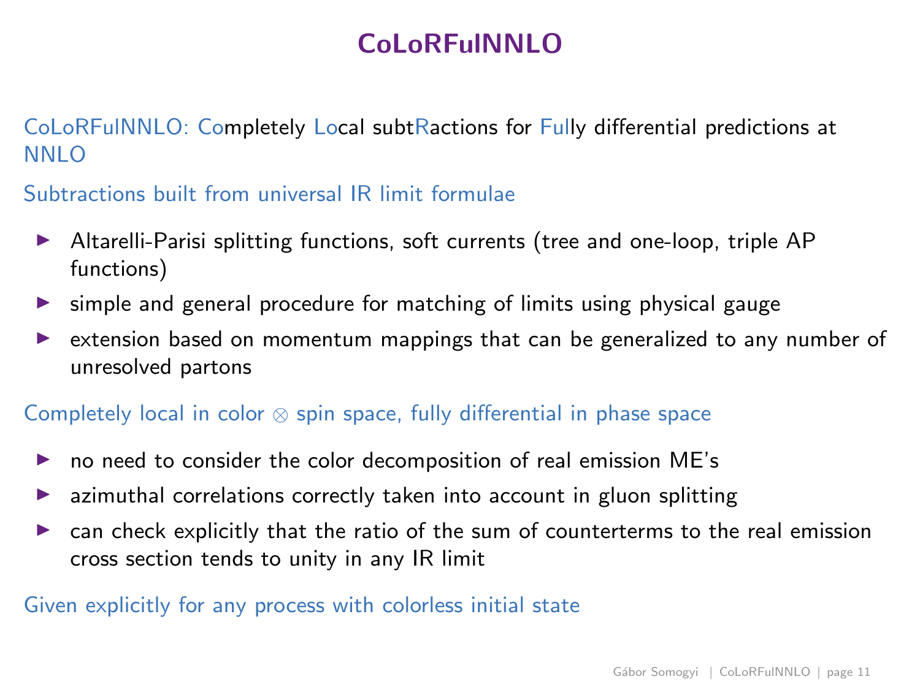# CoLoRFulNNLO

CoLoRFulNNLO: Completely Local subtRactions for Fully differential predictions at NNLO

Subtractions built from universal IR limit formulae

- Altarelli-Parisi splitting functions, soft currents (tree and one-loop, triple AP functions)
- simple and general procedure for matching of limits using physical gauge
- extension based on momentum mappings that can be generalized to any number of unresolved partons

Completely local in color $\otimes$ spin space, fully differential in phase space

- no need to consider the color decomposition of real emission ME's
- azimuthal correlations correctly taken into account in gluon splitting
- can check explicitly that the ratio of the sum of counterterms to the real emission cross section tends to unity in any IR limit

Given explicitly for any process with colorless initial state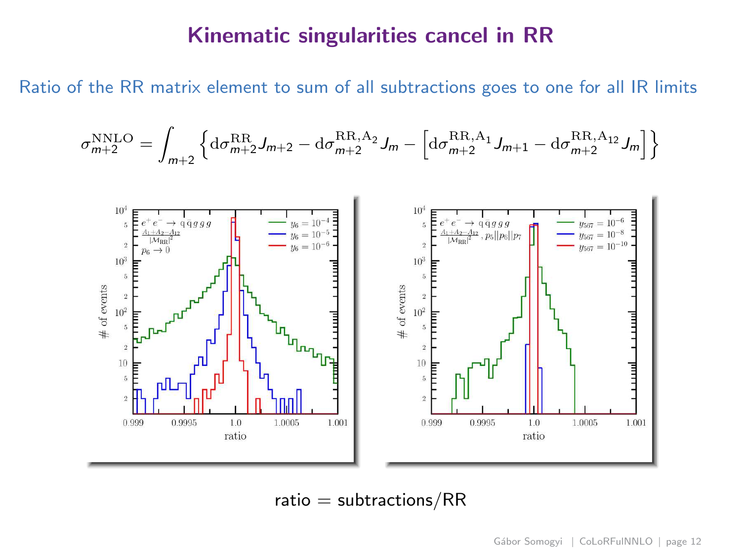# Kinematic singularities cancel in RR

Ratio of the RR matrix element to sum of all subtractions goes to one for all IR limits

$$\sigma^{\mathrm{NNLO}}_{m+2} = \int_{m+2} \left\{ \mathrm{d}\sigma^{\mathrm{RR}}_{m+2} J_{m+2} - \mathrm{d}\sigma^{\mathrm{RR,A_2}}_{m+2} J_m - \left[ \mathrm{d}\sigma^{\mathrm{RR,A_1}}_{m+2} J_{m+1} - \mathrm{d}\sigma^{\mathrm{RR,A_{12}}}_{m+2} J_m \right] \right\}$$

ratio = subtractions/RR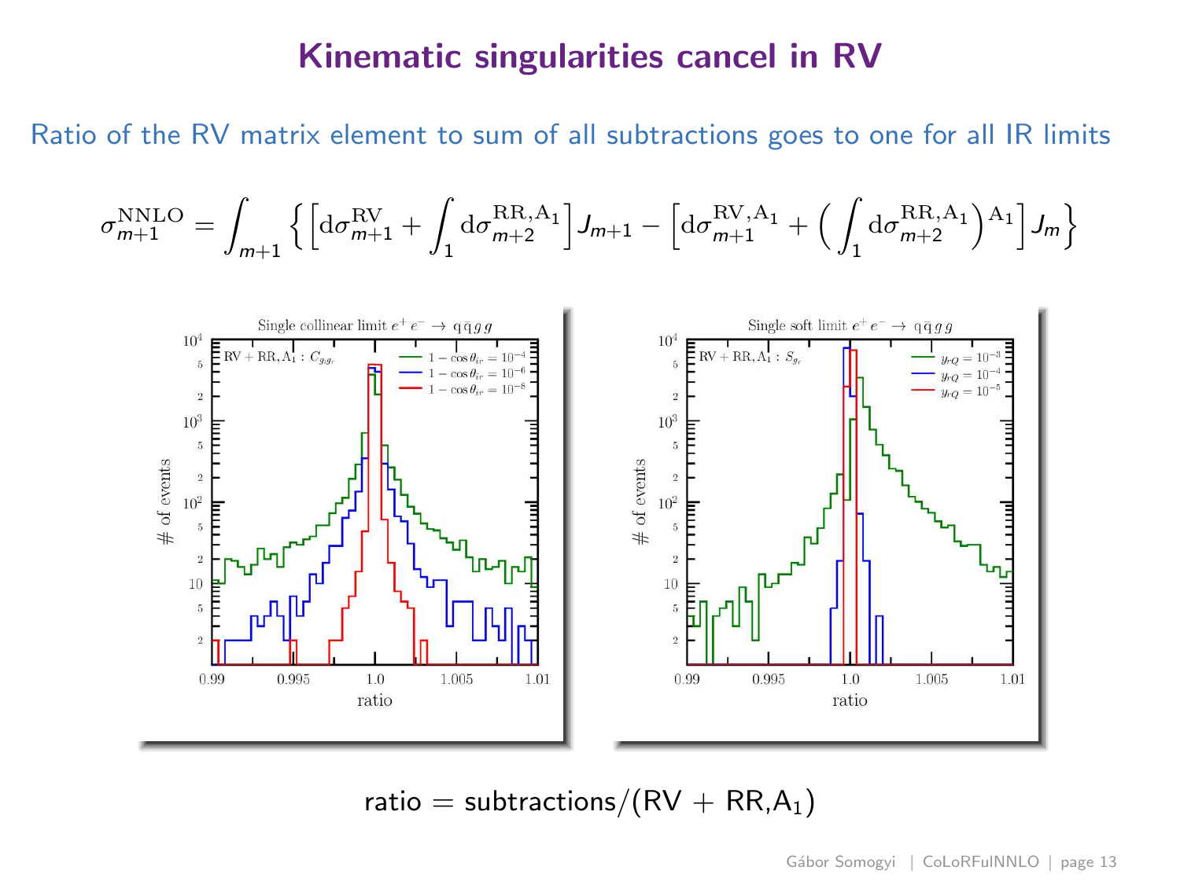# Kinematic singularities cancel in RV

Ratio of the RV matrix element to sum of all subtractions goes to one for all IR limits

$$\sigma^{\mathrm{NNLO}}_{m+1} = \int_{m+1} \left\{ \left[ \mathrm{d}\sigma^{\mathrm{RV}}_{m+1} + \int_1 \mathrm{d}\sigma^{\mathrm{RR,A_1}}_{m+2} \right] J_{m+1} - \left[ \mathrm{d}\sigma^{\mathrm{RV,A_1}}_{m+1} + \left( \int_1 \mathrm{d}\sigma^{\mathrm{RR,A_1}}_{m+2} \right)^{\mathrm{A_1}} \right] J_m \right\}$$

ratio = subtractions/(RV + RR,$A_1$)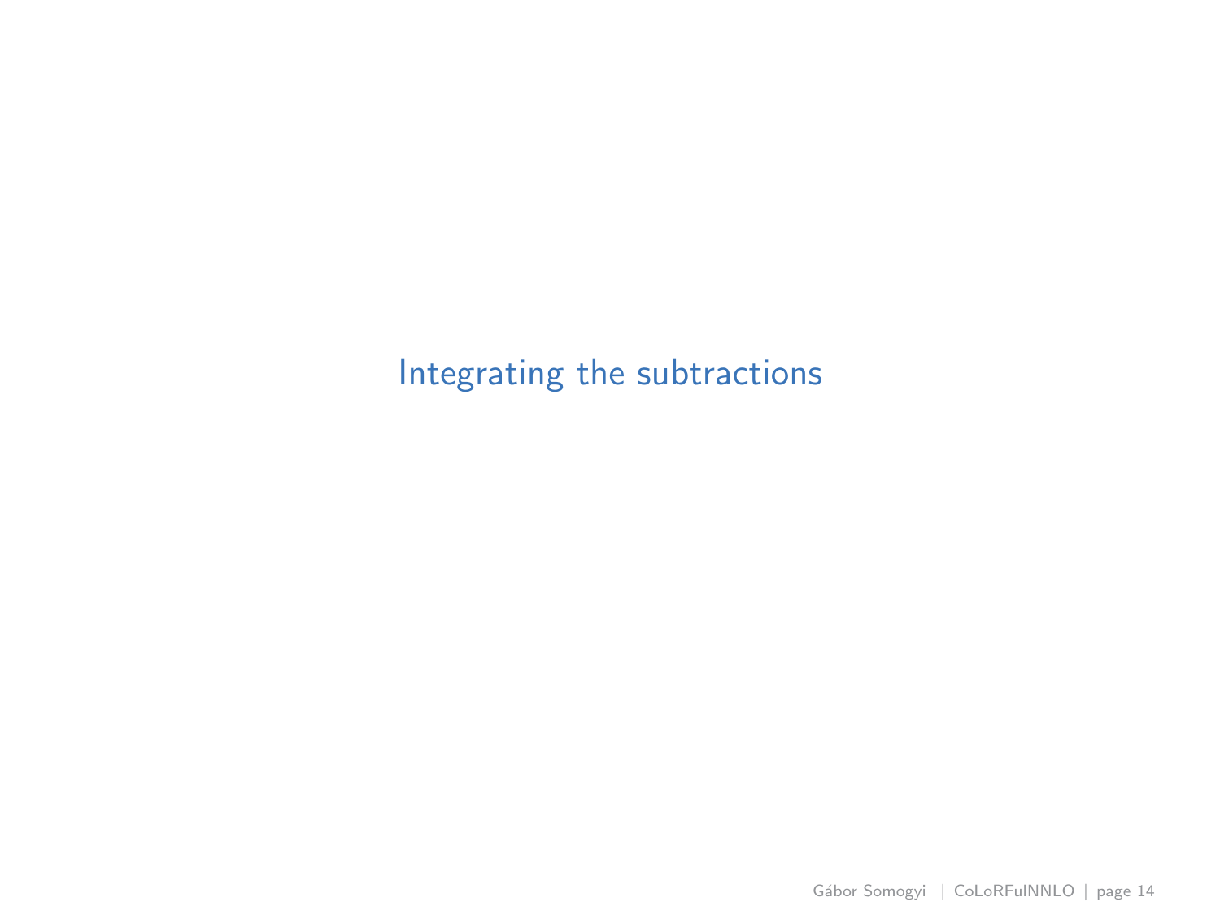# Integrating the subtractions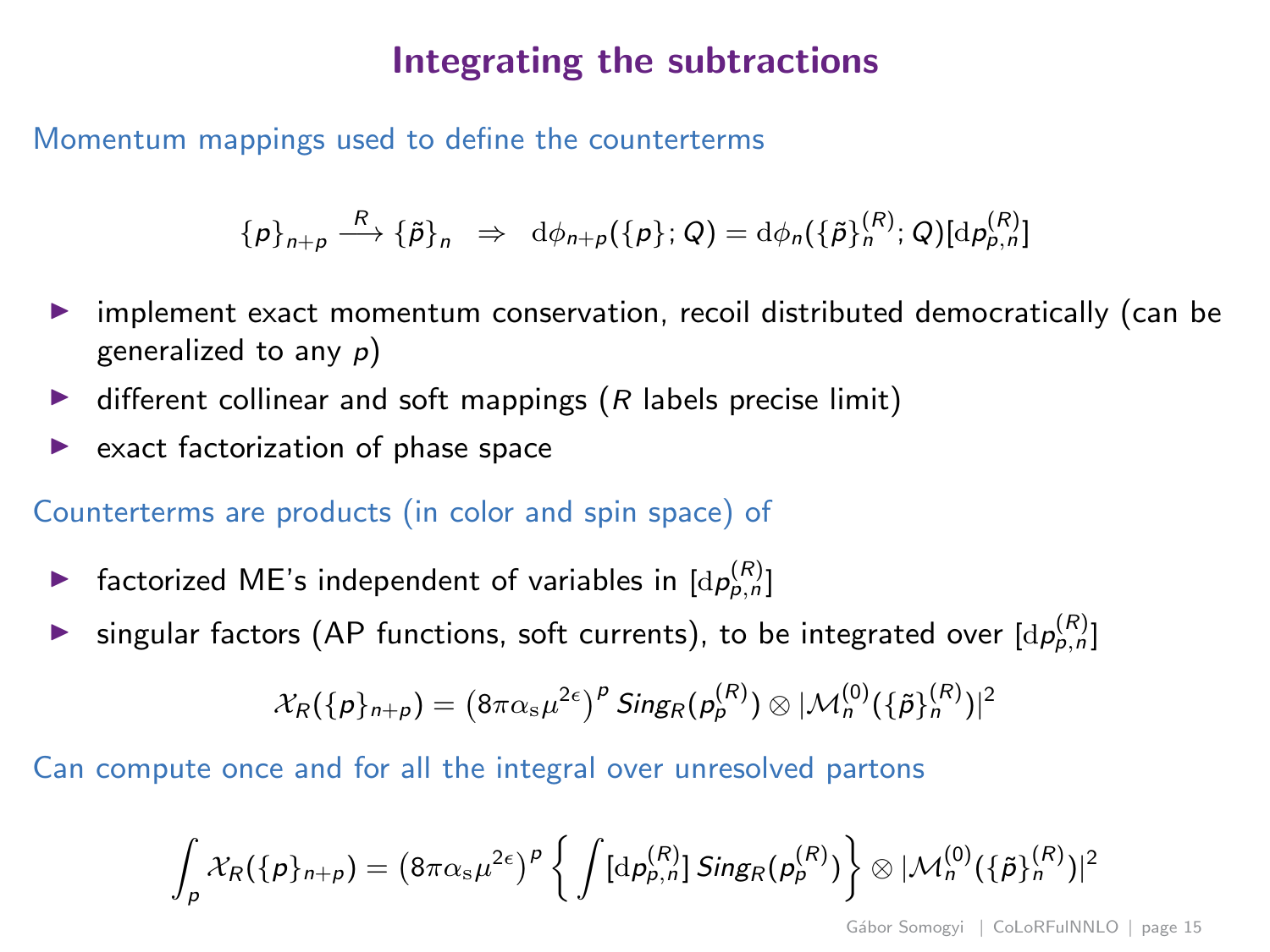# Integrating the subtractions

Momentum mappings used to define the counterterms

$$\{p\}_{n+p} \xrightarrow{R} \{\tilde{p}\}_n \;\;\Rightarrow\;\; \mathrm{d}\phi_{n+p}(\{p\};Q) = \mathrm{d}\phi_n(\{\tilde{p}\}_n^{(R)};Q)[\mathrm{d}p_{p,n}^{(R)}]$$

- implement exact momentum conservation, recoil distributed democratically (can be generalized to any $p$)
- different collinear and soft mappings ($R$ labels precise limit)
- exact factorization of phase space

Counterterms are products (in color and spin space) of

- factorized ME's independent of variables in $[\mathrm{d}p_{p,n}^{(R)}]$
- singular factors (AP functions, soft currents), to be integrated over $[\mathrm{d}p_{p,n}^{(R)}]$

$$\mathcal{X}_R(\{p\}_{n+p}) = \left(8\pi\alpha_{\mathrm{s}}\mu^{2\epsilon}\right)^p \mathit{Sing}_R(p_p^{(R)}) \otimes |\mathcal{M}_n^{(0)}(\{\tilde{p}\}_n^{(R)})|^2$$

Can compute once and for all the integral over unresolved partons

$$\int_p \mathcal{X}_R(\{p\}_{n+p}) = \left(8\pi\alpha_{\mathrm{s}}\mu^{2\epsilon}\right)^p \left\{ \int [\mathrm{d}p_{p,n}^{(R)}]\, \mathit{Sing}_R(p_p^{(R)}) \right\} \otimes |\mathcal{M}_n^{(0)}(\{\tilde{p}\}_n^{(R)})|^2$$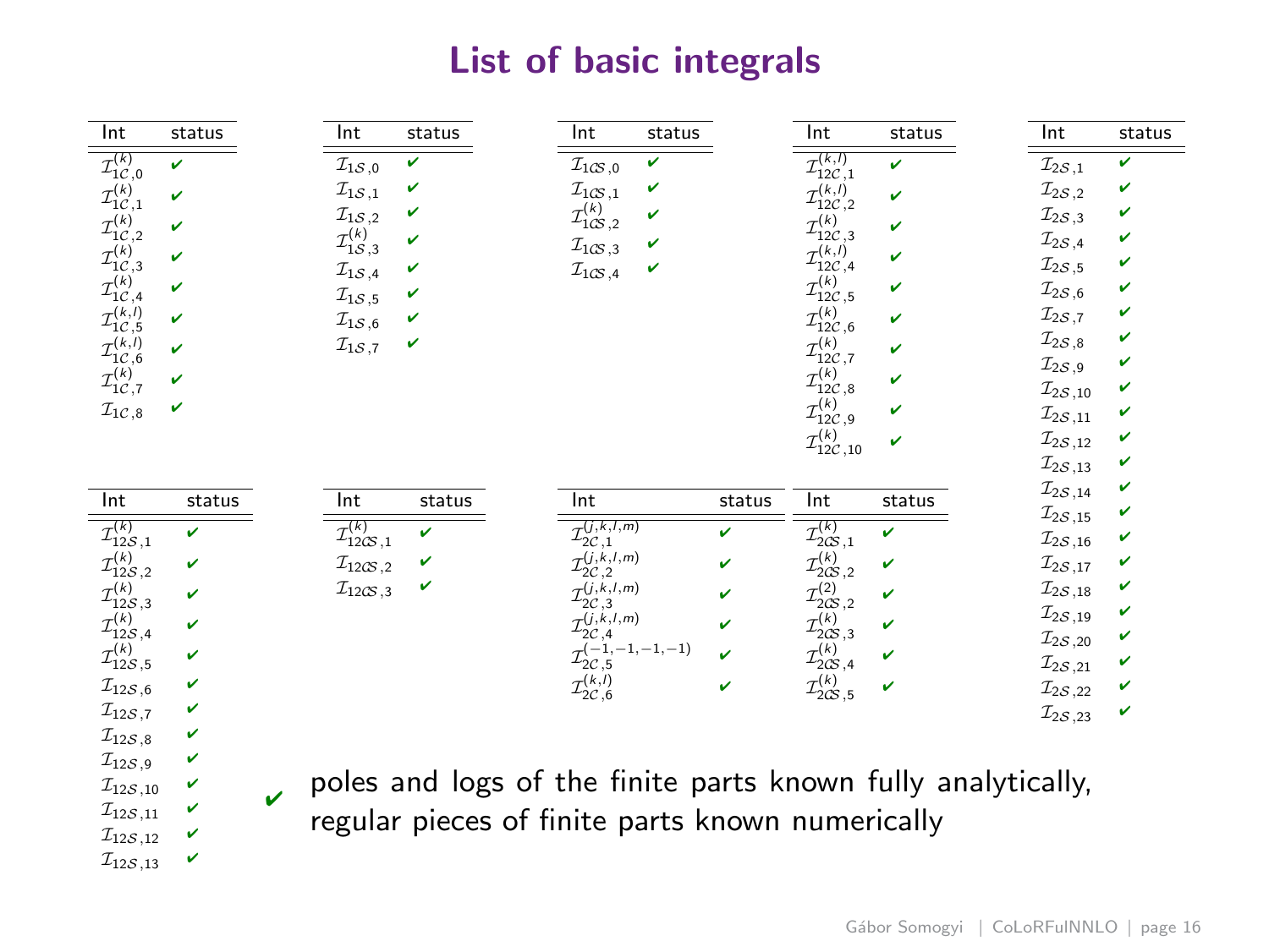# List of basic integrals

| Int | status |
|---|---|
| $\mathcal{I}^{(k)}_{1\mathcal{C},0}$ | ✔ |
| $\mathcal{I}^{(k)}_{1\mathcal{C},1}$ | ✔ |
| $\mathcal{I}^{(k)}_{1\mathcal{C},2}$ | ✔ |
| $\mathcal{I}^{(k)}_{1\mathcal{C},3}$ | ✔ |
| $\mathcal{I}^{(k)}_{1\mathcal{C},4}$ | ✔ |
| $\mathcal{I}^{(k,l)}_{1\mathcal{C},5}$ | ✔ |
| $\mathcal{I}^{(k,l)}_{1\mathcal{C},6}$ | ✔ |
| $\mathcal{I}^{(k)}_{1\mathcal{C},7}$ | ✔ |
| $\mathcal{I}_{1\mathcal{C},8}$ | ✔ |

| Int | status |
|---|---|
| $\mathcal{I}_{1\mathcal{S},0}$ | ✔ |
| $\mathcal{I}_{1\mathcal{S},1}$ | ✔ |
| $\mathcal{I}_{1\mathcal{S},2}$ | ✔ |
| $\mathcal{I}^{(k)}_{1\mathcal{S},3}$ | ✔ |
| $\mathcal{I}_{1\mathcal{S},4}$ | ✔ |
| $\mathcal{I}_{1\mathcal{S},5}$ | ✔ |
| $\mathcal{I}_{1\mathcal{S},6}$ | ✔ |
| $\mathcal{I}_{1\mathcal{S},7}$ | ✔ |

| Int | status |
|---|---|
| $\mathcal{I}_{1\mathcal{CS},0}$ | ✔ |
| $\mathcal{I}_{1\mathcal{CS},1}$ | ✔ |
| $\mathcal{I}^{(k)}_{1\mathcal{CS},2}$ | ✔ |
| $\mathcal{I}_{1\mathcal{CS},3}$ | ✔ |
| $\mathcal{I}_{1\mathcal{CS},4}$ | ✔ |

| Int | status |
|---|---|
| $\mathcal{I}^{(k,l)}_{12\mathcal{C},1}$ | ✔ |
| $\mathcal{I}^{(k,l)}_{12\mathcal{C},2}$ | ✔ |
| $\mathcal{I}^{(k)}_{12\mathcal{C},3}$ | ✔ |
| $\mathcal{I}^{(k,l)}_{12\mathcal{C},4}$ | ✔ |
| $\mathcal{I}^{(k)}_{12\mathcal{C},5}$ | ✔ |
| $\mathcal{I}^{(k)}_{12\mathcal{C},6}$ | ✔ |
| $\mathcal{I}^{(k)}_{12\mathcal{C},7}$ | ✔ |
| $\mathcal{I}^{(k)}_{12\mathcal{C},8}$ | ✔ |
| $\mathcal{I}^{(k)}_{12\mathcal{C},9}$ | ✔ |
| $\mathcal{I}^{(k)}_{12\mathcal{C},10}$ | ✔ |

| Int | status |
|---|---|
| $\mathcal{I}_{2\mathcal{S},1}$ | ✔ |
| $\mathcal{I}_{2\mathcal{S},2}$ | ✔ |
| $\mathcal{I}_{2\mathcal{S},3}$ | ✔ |
| $\mathcal{I}_{2\mathcal{S},4}$ | ✔ |
| $\mathcal{I}_{2\mathcal{S},5}$ | ✔ |
| $\mathcal{I}_{2\mathcal{S},6}$ | ✔ |
| $\mathcal{I}_{2\mathcal{S},7}$ | ✔ |
| $\mathcal{I}_{2\mathcal{S},8}$ | ✔ |
| $\mathcal{I}_{2\mathcal{S},9}$ | ✔ |
| $\mathcal{I}_{2\mathcal{S},10}$ | ✔ |
| $\mathcal{I}_{2\mathcal{S},11}$ | ✔ |
| $\mathcal{I}_{2\mathcal{S},12}$ | ✔ |
| $\mathcal{I}_{2\mathcal{S},13}$ | ✔ |
| $\mathcal{I}_{2\mathcal{S},14}$ | ✔ |
| $\mathcal{I}_{2\mathcal{S},15}$ | ✔ |
| $\mathcal{I}_{2\mathcal{S},16}$ | ✔ |
| $\mathcal{I}_{2\mathcal{S},17}$ | ✔ |
| $\mathcal{I}_{2\mathcal{S},18}$ | ✔ |
| $\mathcal{I}_{2\mathcal{S},19}$ | ✔ |
| $\mathcal{I}_{2\mathcal{S},20}$ | ✔ |
| $\mathcal{I}_{2\mathcal{S},21}$ | ✔ |
| $\mathcal{I}_{2\mathcal{S},22}$ | ✔ |
| $\mathcal{I}_{2\mathcal{S},23}$ | ✔ |

| Int | status |
|---|---|
| $\mathcal{I}^{(k)}_{12\mathcal{S},1}$ | ✔ |
| $\mathcal{I}^{(k)}_{12\mathcal{S},2}$ | ✔ |
| $\mathcal{I}^{(k)}_{12\mathcal{S},3}$ | ✔ |
| $\mathcal{I}^{(k)}_{12\mathcal{S},4}$ | ✔ |
| $\mathcal{I}^{(k)}_{12\mathcal{S},5}$ | ✔ |
| $\mathcal{I}_{12\mathcal{S},6}$ | ✔ |
| $\mathcal{I}_{12\mathcal{S},7}$ | ✔ |
| $\mathcal{I}_{12\mathcal{S},8}$ | ✔ |
| $\mathcal{I}_{12\mathcal{S},9}$ | ✔ |
| $\mathcal{I}_{12\mathcal{S},10}$ | ✔ |
| $\mathcal{I}_{12\mathcal{S},11}$ | ✔ |
| $\mathcal{I}_{12\mathcal{S},12}$ | ✔ |
| $\mathcal{I}_{12\mathcal{S},13}$ | ✔ |

| Int | status |
|---|---|
| $\mathcal{I}^{(k)}_{12\mathcal{CS},1}$ | ✔ |
| $\mathcal{I}_{12\mathcal{CS},2}$ | ✔ |
| $\mathcal{I}_{12\mathcal{CS},3}$ | ✔ |

| Int | status |
|---|---|
| $\mathcal{I}^{(j,k,l,m)}_{2\mathcal{C},1}$ | ✔ |
| $\mathcal{I}^{(j,k,l,m)}_{2\mathcal{C},2}$ | ✔ |
| $\mathcal{I}^{(j,k,l,m)}_{2\mathcal{C},3}$ | ✔ |
| $\mathcal{I}^{(j,k,l,m)}_{2\mathcal{C},4}$ | ✔ |
| $\mathcal{I}^{(-1,-1,-1,-1)}_{2\mathcal{C},5}$ | ✔ |
| $\mathcal{I}^{(k,l)}_{2\mathcal{C},6}$ | ✔ |

| Int | status |
|---|---|
| $\mathcal{I}^{(k)}_{2\mathcal{CS},1}$ | ✔ |
| $\mathcal{I}^{(k)}_{2\mathcal{CS},2}$ | ✔ |
| $\mathcal{I}^{(2)}_{2\mathcal{CS},2}$ | ✔ |
| $\mathcal{I}^{(k)}_{2\mathcal{CS},3}$ | ✔ |
| $\mathcal{I}^{(k)}_{2\mathcal{CS},4}$ | ✔ |
| $\mathcal{I}^{(k)}_{2\mathcal{CS},5}$ | ✔ |

✔ poles and logs of the finite parts known fully analytically, regular pieces of finite parts known numerically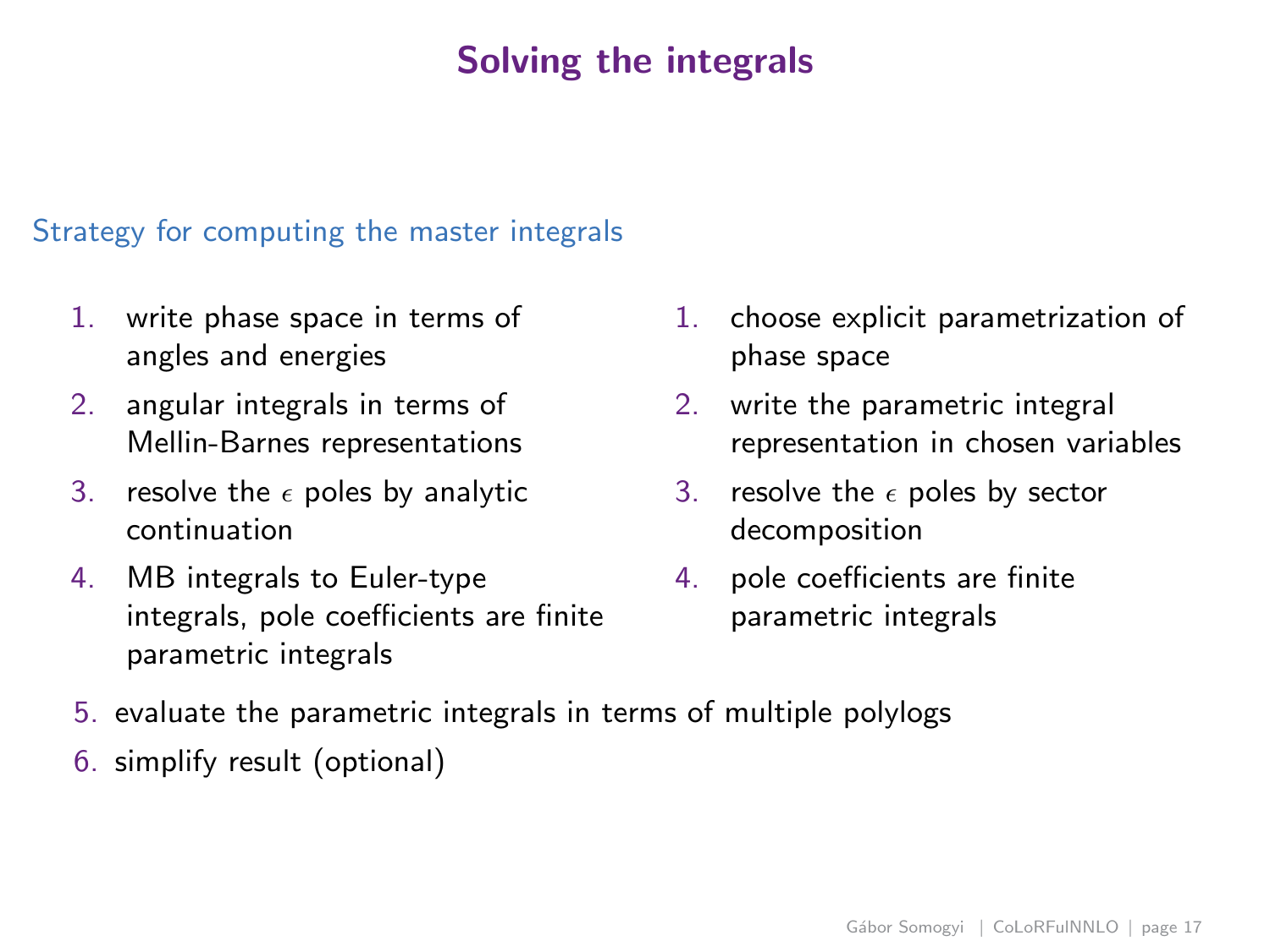# Solving the integrals

Strategy for computing the master integrals

1. write phase space in terms of angles and energies
2. angular integrals in terms of Mellin-Barnes representations
3. resolve the $\epsilon$ poles by analytic continuation
4. MB integrals to Euler-type integrals, pole coefficients are finite parametric integrals

1. choose explicit parametrization of phase space
2. write the parametric integral representation in chosen variables
3. resolve the $\epsilon$ poles by sector decomposition
4. pole coefficients are finite parametric integrals

5. evaluate the parametric integrals in terms of multiple polylogs
6. simplify result (optional)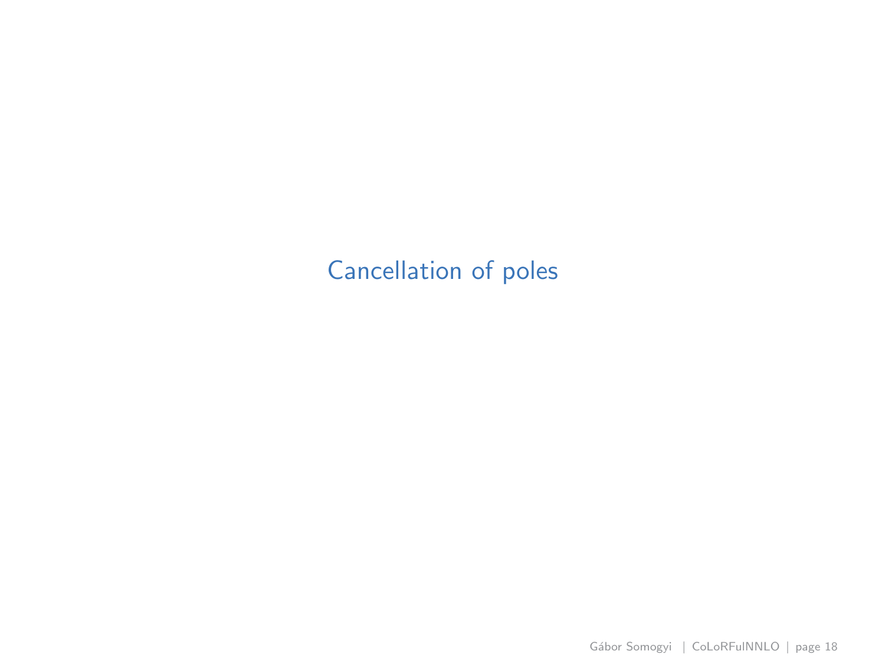# Cancellation of poles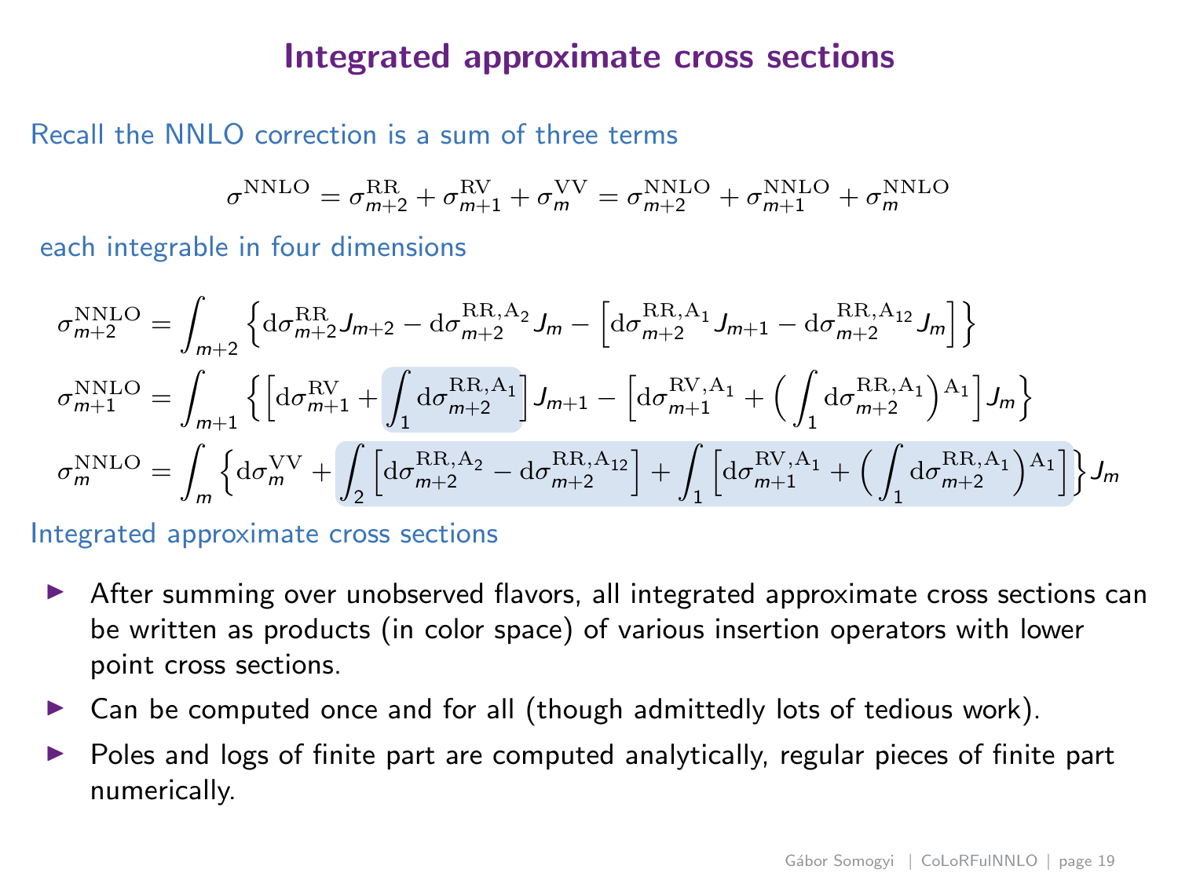# Integrated approximate cross sections

Recall the NNLO correction is a sum of three terms

$$\sigma^{\mathrm{NNLO}} = \sigma^{\mathrm{RR}}_{m+2} + \sigma^{\mathrm{RV}}_{m+1} + \sigma^{\mathrm{VV}}_{m} = \sigma^{\mathrm{NNLO}}_{m+2} + \sigma^{\mathrm{NNLO}}_{m+1} + \sigma^{\mathrm{NNLO}}_{m}$$

each integrable in four dimensions

$$\sigma^{\mathrm{NNLO}}_{m+2} = \int_{m+2} \Big\{ \mathrm{d}\sigma^{\mathrm{RR}}_{m+2} J_{m+2} - \mathrm{d}\sigma^{\mathrm{RR,A_2}}_{m+2} J_m - \Big[ \mathrm{d}\sigma^{\mathrm{RR,A_1}}_{m+2} J_{m+1} - \mathrm{d}\sigma^{\mathrm{RR,A_{12}}}_{m+2} J_m \Big] \Big\}$$

$$\sigma^{\mathrm{NNLO}}_{m+1} = \int_{m+1} \Big\{ \Big[ \mathrm{d}\sigma^{\mathrm{RV}}_{m+1} + \int_1 \mathrm{d}\sigma^{\mathrm{RR,A_1}}_{m+2} \Big] J_{m+1} - \Big[ \mathrm{d}\sigma^{\mathrm{RV,A_1}}_{m+1} + \Big( \int_1 \mathrm{d}\sigma^{\mathrm{RR,A_1}}_{m+2} \Big)^{\mathrm{A_1}} \Big] J_m \Big\}$$

$$\sigma^{\mathrm{NNLO}}_{m} = \int_{m} \Big\{ \mathrm{d}\sigma^{\mathrm{VV}}_{m} + \int_2 \Big[ \mathrm{d}\sigma^{\mathrm{RR,A_2}}_{m+2} - \mathrm{d}\sigma^{\mathrm{RR,A_{12}}}_{m+2} \Big] + \int_1 \Big[ \mathrm{d}\sigma^{\mathrm{RV,A_1}}_{m+1} + \Big( \int_1 \mathrm{d}\sigma^{\mathrm{RR,A_1}}_{m+2} \Big)^{\mathrm{A_1}} \Big] \Big\} J_m$$

Integrated approximate cross sections

- After summing over unobserved flavors, all integrated approximate cross sections can be written as products (in color space) of various insertion operators with lower point cross sections.
- Can be computed once and for all (though admittedly lots of tedious work).
- Poles and logs of finite part are computed analytically, regular pieces of finite part numerically.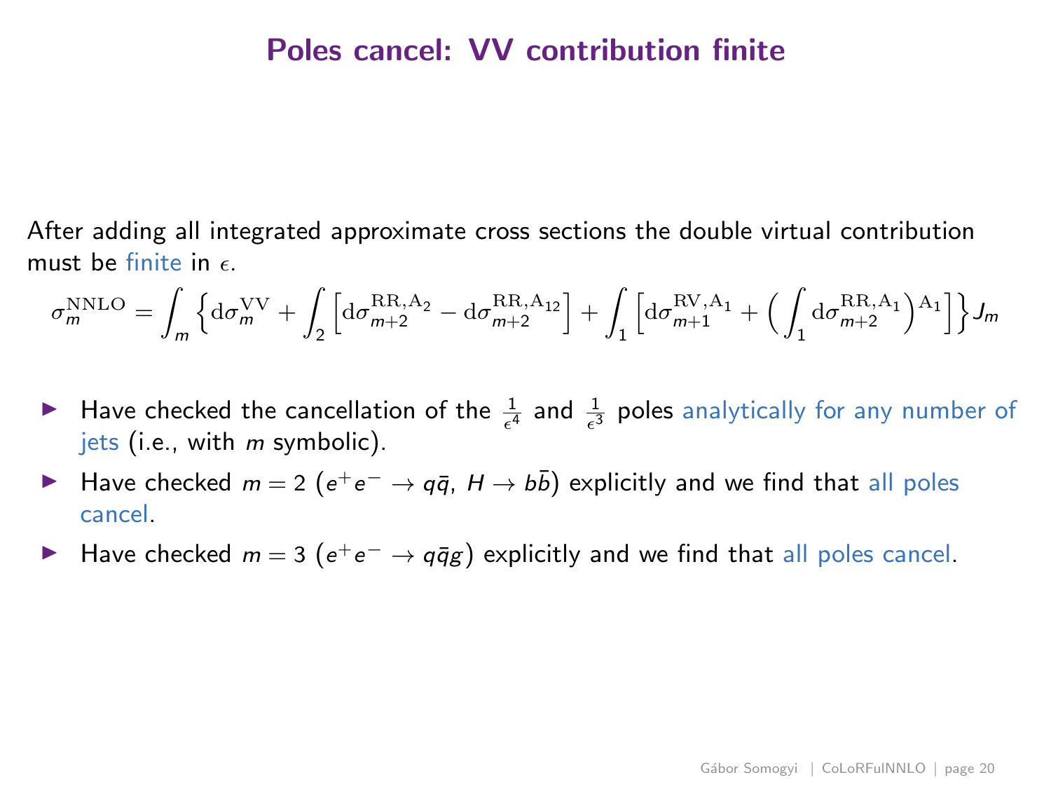# Poles cancel: VV contribution finite

After adding all integrated approximate cross sections the double virtual contribution must be finite in $\epsilon$.

$$\sigma_m^{\mathrm{NNLO}} = \int_m \Big\{ \mathrm{d}\sigma_m^{\mathrm{VV}} + \int_2 \Big[ \mathrm{d}\sigma_{m+2}^{\mathrm{RR,A_2}} - \mathrm{d}\sigma_{m+2}^{\mathrm{RR,A_{12}}} \Big] + \int_1 \Big[ \mathrm{d}\sigma_{m+1}^{\mathrm{RV,A_1}} + \Big( \int_1 \mathrm{d}\sigma_{m+2}^{\mathrm{RR,A_1}} \Big)^{\mathrm{A_1}} \Big] \Big\} J_m$$

- Have checked the cancellation of the $\frac{1}{\epsilon^4}$ and $\frac{1}{\epsilon^3}$ poles analytically for any number of jets (i.e., with $m$ symbolic).
- Have checked $m = 2$ ($e^+e^- \to q\bar{q}$, $H \to b\bar{b}$) explicitly and we find that all poles cancel.
- Have checked $m = 3$ ($e^+e^- \to q\bar{q}g$) explicitly and we find that all poles cancel.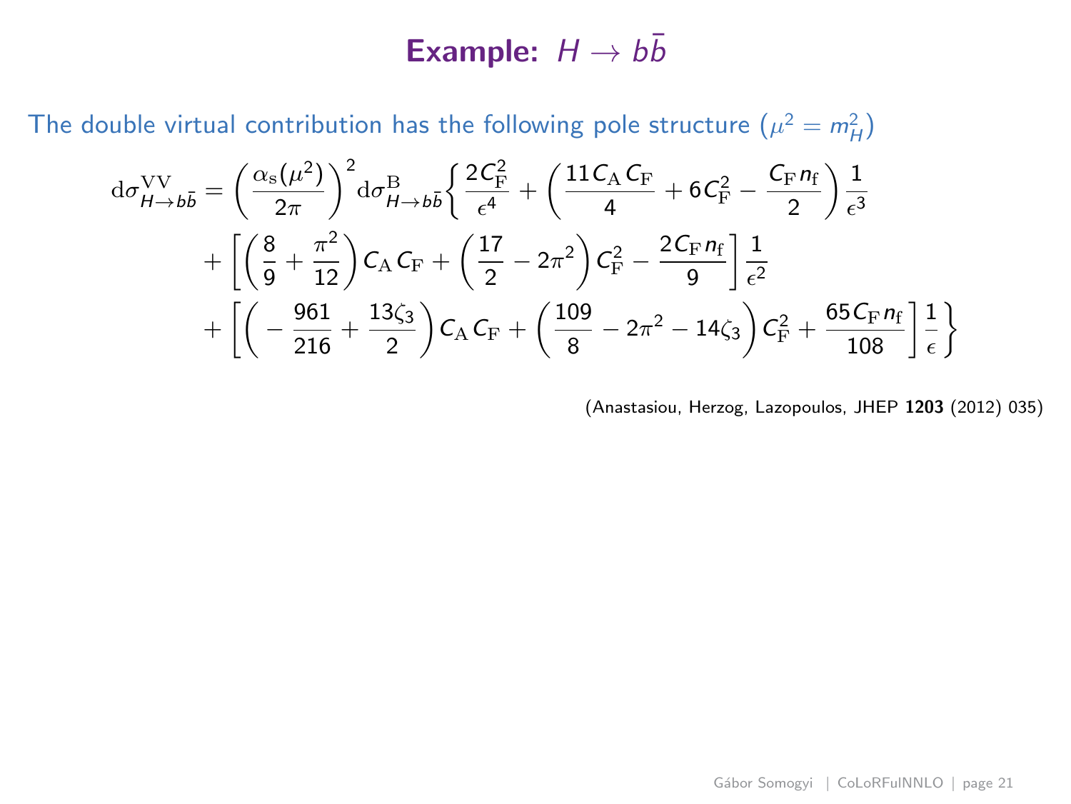# Example: $H \to b\bar{b}$

The double virtual contribution has the following pole structure ($\mu^2 = m_H^2$)

$$
\begin{aligned}
\mathrm{d}\sigma^{\mathrm{VV}}_{H\to b\bar{b}} = \left(\frac{\alpha_{\mathrm{s}}(\mu^2)}{2\pi}\right)^2 \mathrm{d}\sigma^{\mathrm{B}}_{H\to b\bar{b}} \Bigg\{ & \frac{2C_{\mathrm{F}}^2}{\epsilon^4} + \left(\frac{11\,C_{\mathrm{A}}\,C_{\mathrm{F}}}{4} + 6C_{\mathrm{F}}^2 - \frac{C_{\mathrm{F}}\,n_{\mathrm{f}}}{2}\right)\frac{1}{\epsilon^3} \\
& + \left[\left(\frac{8}{9} + \frac{\pi^2}{12}\right) C_{\mathrm{A}}\,C_{\mathrm{F}} + \left(\frac{17}{2} - 2\pi^2\right) C_{\mathrm{F}}^2 - \frac{2C_{\mathrm{F}}\,n_{\mathrm{f}}}{9}\right]\frac{1}{\epsilon^2} \\
& + \left[\left(-\frac{961}{216} + \frac{13\zeta_3}{2}\right) C_{\mathrm{A}}\,C_{\mathrm{F}} + \left(\frac{109}{8} - 2\pi^2 - 14\zeta_3\right) C_{\mathrm{F}}^2 + \frac{65\,C_{\mathrm{F}}\,n_{\mathrm{f}}}{108}\right]\frac{1}{\epsilon} \Bigg\}
\end{aligned}
$$

(Anastasiou, Herzog, Lazopoulos, JHEP **1203** (2012) 035)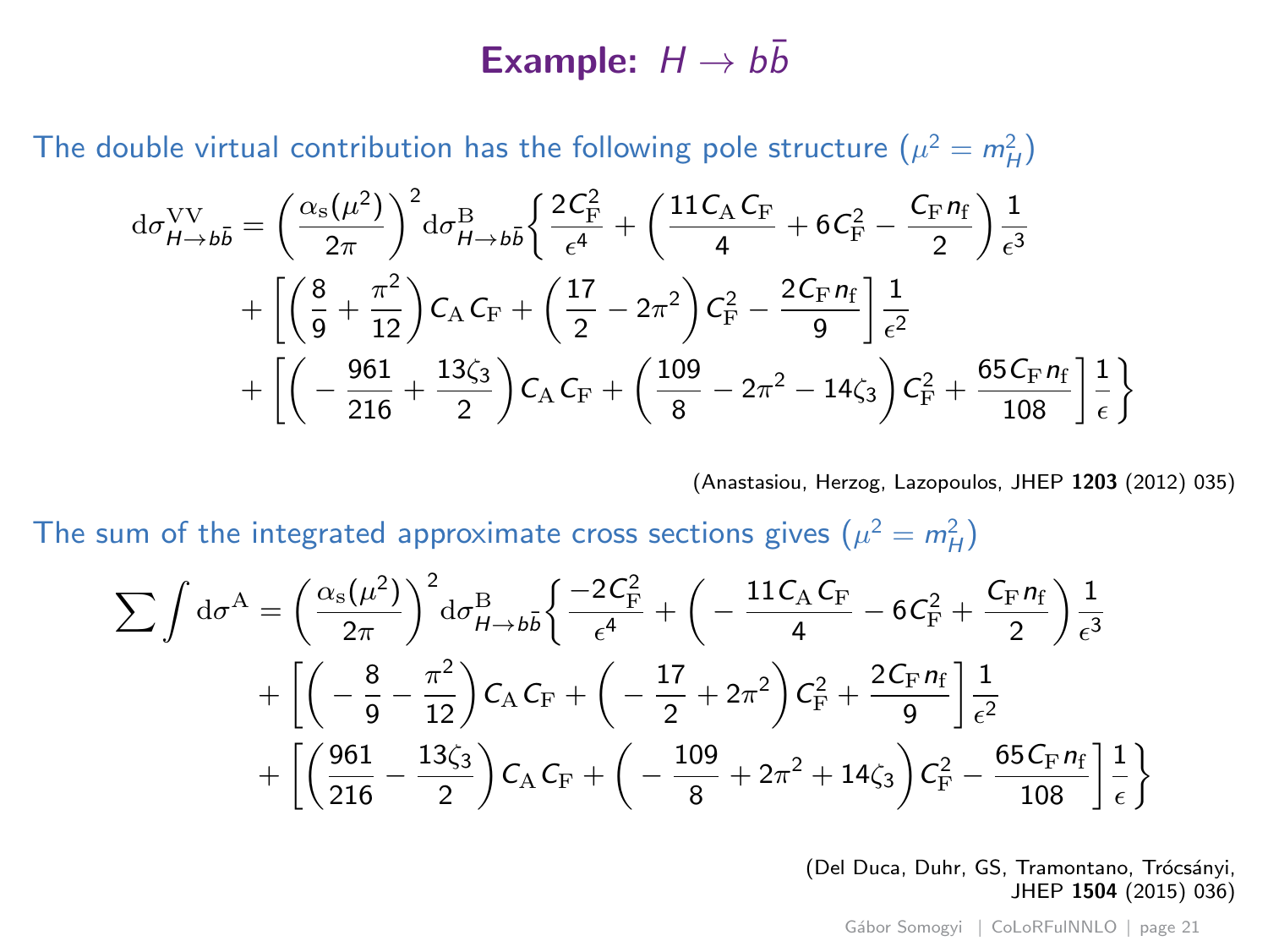# Example: $H \to b\bar{b}$

The double virtual contribution has the following pole structure ($\mu^2 = m_H^2$)

$$
\begin{aligned}
\mathrm{d}\sigma^{\mathrm{VV}}_{H\to b\bar{b}} = \left(\frac{\alpha_{\mathrm{s}}(\mu^2)}{2\pi}\right)^2 \mathrm{d}\sigma^{\mathrm{B}}_{H\to b\bar{b}} \Bigg\{ & \frac{2C_{\mathrm{F}}^2}{\epsilon^4} + \left(\frac{11\,C_{\mathrm{A}}\,C_{\mathrm{F}}}{4} + 6C_{\mathrm{F}}^2 - \frac{C_{\mathrm{F}}\,n_{\mathrm{f}}}{2}\right)\frac{1}{\epsilon^3} \\
& + \left[\left(\frac{8}{9} + \frac{\pi^2}{12}\right)C_{\mathrm{A}}\,C_{\mathrm{F}} + \left(\frac{17}{2} - 2\pi^2\right)C_{\mathrm{F}}^2 - \frac{2C_{\mathrm{F}}\,n_{\mathrm{f}}}{9}\right]\frac{1}{\epsilon^2} \\
& + \left[\left(-\frac{961}{216} + \frac{13\zeta_3}{2}\right)C_{\mathrm{A}}\,C_{\mathrm{F}} + \left(\frac{109}{8} - 2\pi^2 - 14\zeta_3\right)C_{\mathrm{F}}^2 + \frac{65\,C_{\mathrm{F}}\,n_{\mathrm{f}}}{108}\right]\frac{1}{\epsilon}\Bigg\}
\end{aligned}
$$

(Anastasiou, Herzog, Lazopoulos, JHEP **1203** (2012) 035)

The sum of the integrated approximate cross sections gives ($\mu^2 = m_H^2$)

$$
\begin{aligned}
\sum \int \mathrm{d}\sigma^{\mathrm{A}} = \left(\frac{\alpha_{\mathrm{s}}(\mu^2)}{2\pi}\right)^2 \mathrm{d}\sigma^{\mathrm{B}}_{H\to b\bar{b}} \Bigg\{ & \frac{-2C_{\mathrm{F}}^2}{\epsilon^4} + \left(-\frac{11\,C_{\mathrm{A}}\,C_{\mathrm{F}}}{4} - 6C_{\mathrm{F}}^2 + \frac{C_{\mathrm{F}}\,n_{\mathrm{f}}}{2}\right)\frac{1}{\epsilon^3} \\
& + \left[\left(-\frac{8}{9} - \frac{\pi^2}{12}\right)C_{\mathrm{A}}\,C_{\mathrm{F}} + \left(-\frac{17}{2} + 2\pi^2\right)C_{\mathrm{F}}^2 + \frac{2C_{\mathrm{F}}\,n_{\mathrm{f}}}{9}\right]\frac{1}{\epsilon^2} \\
& + \left[\left(\frac{961}{216} - \frac{13\zeta_3}{2}\right)C_{\mathrm{A}}\,C_{\mathrm{F}} + \left(-\frac{109}{8} + 2\pi^2 + 14\zeta_3\right)C_{\mathrm{F}}^2 - \frac{65\,C_{\mathrm{F}}\,n_{\mathrm{f}}}{108}\right]\frac{1}{\epsilon}\Bigg\}
\end{aligned}
$$

(Del Duca, Duhr, GS, Tramontano, Trócsányi, JHEP **1504** (2015) 036)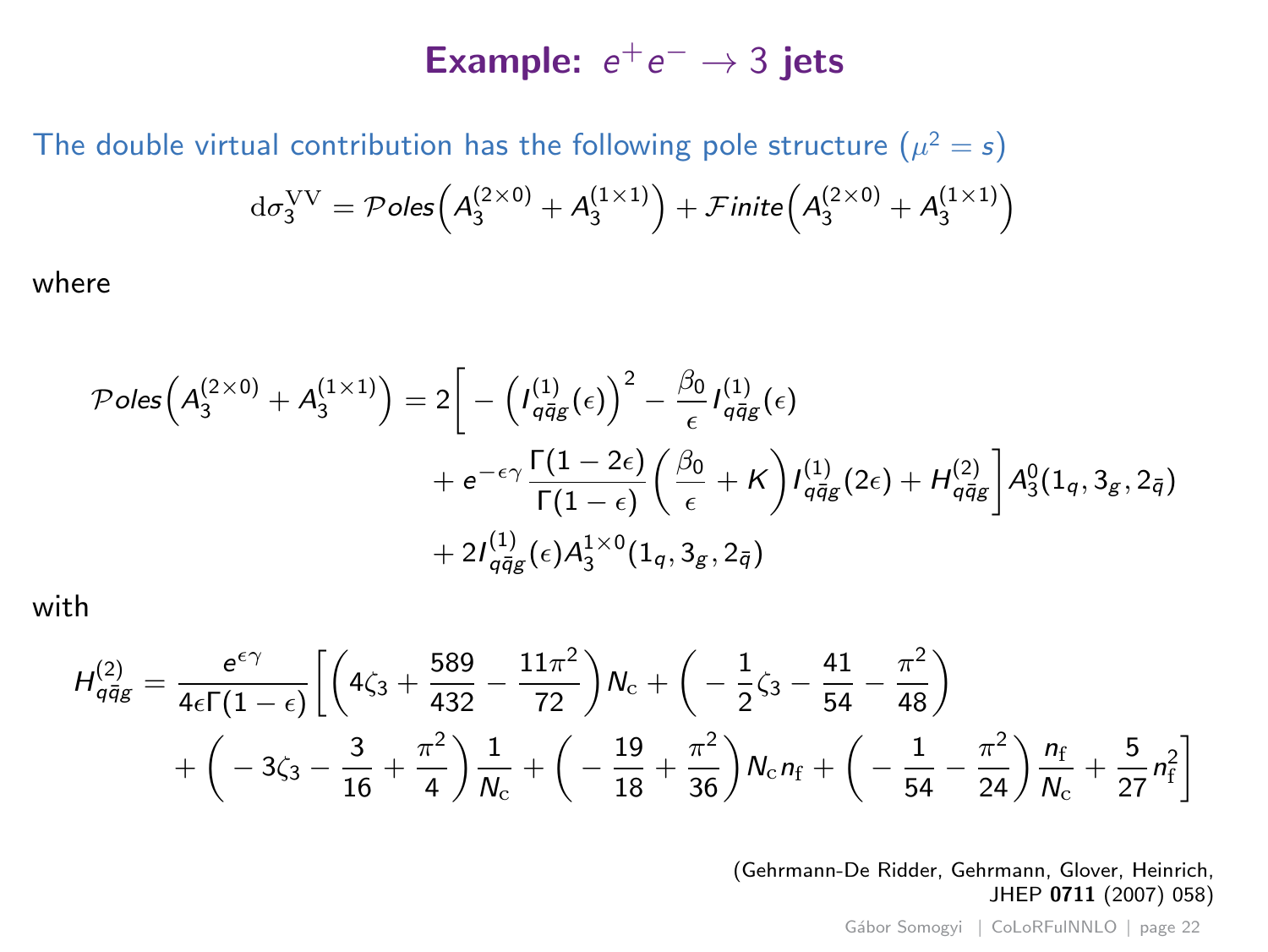# Example: $e^+e^- \to 3$ jets

The double virtual contribution has the following pole structure ($\mu^2 = s$)

$$\mathrm{d}\sigma_3^{\mathrm{VV}} = \mathcal{P}oles\Big(A_3^{(2\times 0)} + A_3^{(1\times 1)}\Big) + \mathcal{F}inite\Big(A_3^{(2\times 0)} + A_3^{(1\times 1)}\Big)$$

where

$$\begin{aligned}
\mathcal{P}oles\Big(A_3^{(2\times 0)} + A_3^{(1\times 1)}\Big) = 2\bigg[ &-\Big(I_{q\bar{q}g}^{(1)}(\epsilon)\Big)^2 - \frac{\beta_0}{\epsilon} I_{q\bar{q}g}^{(1)}(\epsilon) \\
&+ e^{-\epsilon\gamma}\frac{\Gamma(1-2\epsilon)}{\Gamma(1-\epsilon)}\left(\frac{\beta_0}{\epsilon} + K\right) I_{q\bar{q}g}^{(1)}(2\epsilon) + H_{q\bar{q}g}^{(2)}\bigg] A_3^0(1_q, 3_g, 2_{\bar{q}}) \\
&+ 2 I_{q\bar{q}g}^{(1)}(\epsilon) A_3^{1\times 0}(1_q, 3_g, 2_{\bar{q}})
\end{aligned}$$

with

$$\begin{aligned}
H_{q\bar{q}g}^{(2)} = \frac{e^{\epsilon\gamma}}{4\epsilon\Gamma(1-\epsilon)}\bigg[&\left(4\zeta_3 + \frac{589}{432} - \frac{11\pi^2}{72}\right)N_{\mathrm{c}} + \left(-\frac{1}{2}\zeta_3 - \frac{41}{54} - \frac{\pi^2}{48}\right) \\
&+ \left(-3\zeta_3 - \frac{3}{16} + \frac{\pi^2}{4}\right)\frac{1}{N_{\mathrm{c}}} + \left(-\frac{19}{18} + \frac{\pi^2}{36}\right)N_{\mathrm{c}} n_{\mathrm{f}} + \left(-\frac{1}{54} - \frac{\pi^2}{24}\right)\frac{n_{\mathrm{f}}}{N_{\mathrm{c}}} + \frac{5}{27}n_{\mathrm{f}}^2\bigg]
\end{aligned}$$

(Gehrmann-De Ridder, Gehrmann, Glover, Heinrich, JHEP **0711** (2007) 058)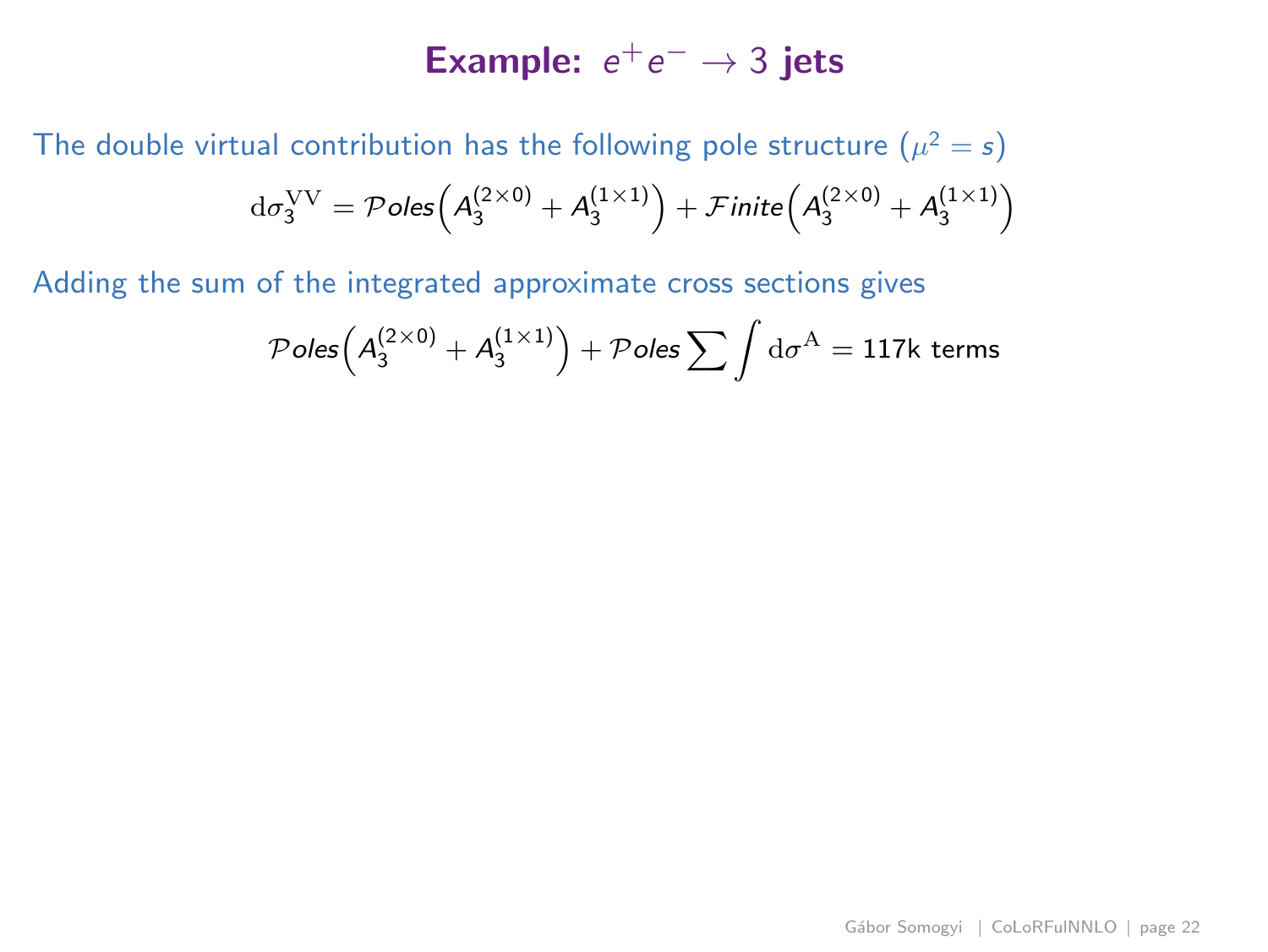# Example: $e^+e^- \to 3$ jets

The double virtual contribution has the following pole structure ($\mu^2 = s$)

$$\mathrm{d}\sigma_3^{\mathrm{VV}} = \mathcal{P}oles\Big(A_3^{(2\times0)} + A_3^{(1\times1)}\Big) + \mathcal{F}inite\Big(A_3^{(2\times0)} + A_3^{(1\times1)}\Big)$$

Adding the sum of the integrated approximate cross sections gives

$$\mathcal{P}oles\Big(A_3^{(2\times0)} + A_3^{(1\times1)}\Big) + \mathcal{P}oles\sum\int\mathrm{d}\sigma^{\mathrm{A}} = 117\text{k terms}$$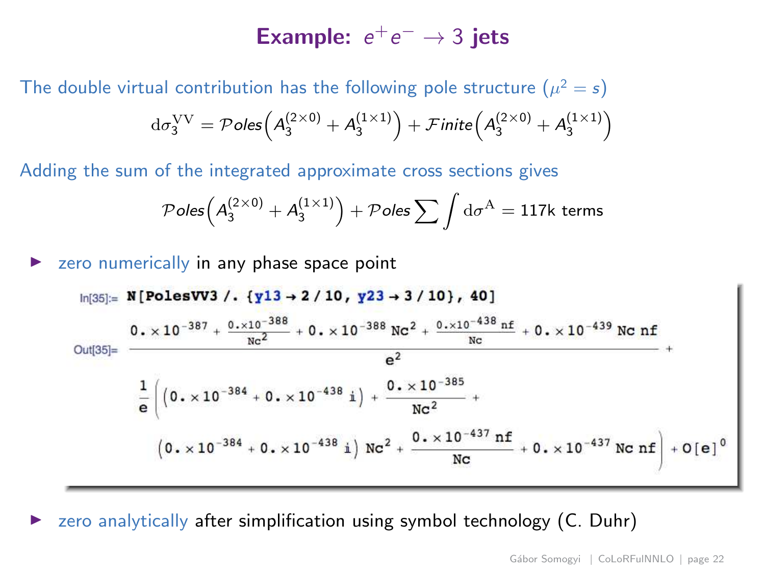# Example: $e^+e^- \to 3$ jets

The double virtual contribution has the following pole structure ($\mu^2 = s$)

$$\mathrm{d}\sigma_3^{\mathrm{VV}} = \mathcal{P}oles\Big(A_3^{(2\times 0)} + A_3^{(1\times 1)}\Big) + \mathcal{F}inite\Big(A_3^{(2\times 0)} + A_3^{(1\times 1)}\Big)$$

Adding the sum of the integrated approximate cross sections gives

$$\mathcal{P}oles\Big(A_3^{(2\times 0)} + A_3^{(1\times 1)}\Big) + \mathcal{P}oles\sum\int \mathrm{d}\sigma^{\mathrm{A}} = 117\text{k terms}$$

- zero numerically in any phase space point

```
In[35]:= N[PolesVV3 /. {y13 → 2 / 10, y23 → 3 / 10}, 40]
```

$$\text{Out[35]=} \frac{0.\times 10^{-387} + \frac{0.\times 10^{-388}}{\mathrm{Nc}^2} + 0.\times 10^{-388}\,\mathrm{Nc}^2 + \frac{0.\times 10^{-438}\,\mathrm{nf}}{\mathrm{Nc}} + 0.\times 10^{-439}\,\mathrm{Nc}\,\mathrm{nf}}{\mathrm{e}^2} +$$
$$\frac{1}{\mathrm{e}}\Big(\left(0.\times 10^{-384} + 0.\times 10^{-438}\,\mathrm{i}\right) + \frac{0.\times 10^{-385}}{\mathrm{Nc}^2} +$$
$$\left(0.\times 10^{-384} + 0.\times 10^{-438}\,\mathrm{i}\right)\mathrm{Nc}^2 + \frac{0.\times 10^{-437}\,\mathrm{nf}}{\mathrm{Nc}} + 0.\times 10^{-437}\,\mathrm{Nc}\,\mathrm{nf}\Big) + \mathrm{O}[\mathrm{e}]^0$$

- zero analytically after simplification using symbol technology (C. Duhr)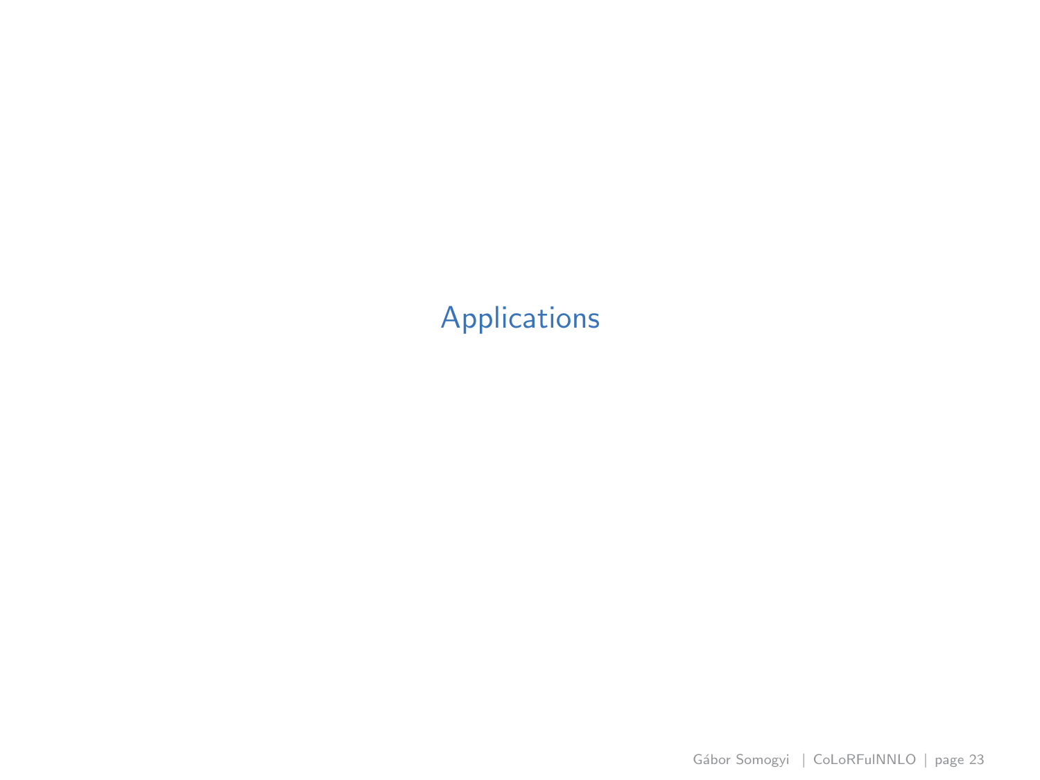# Applications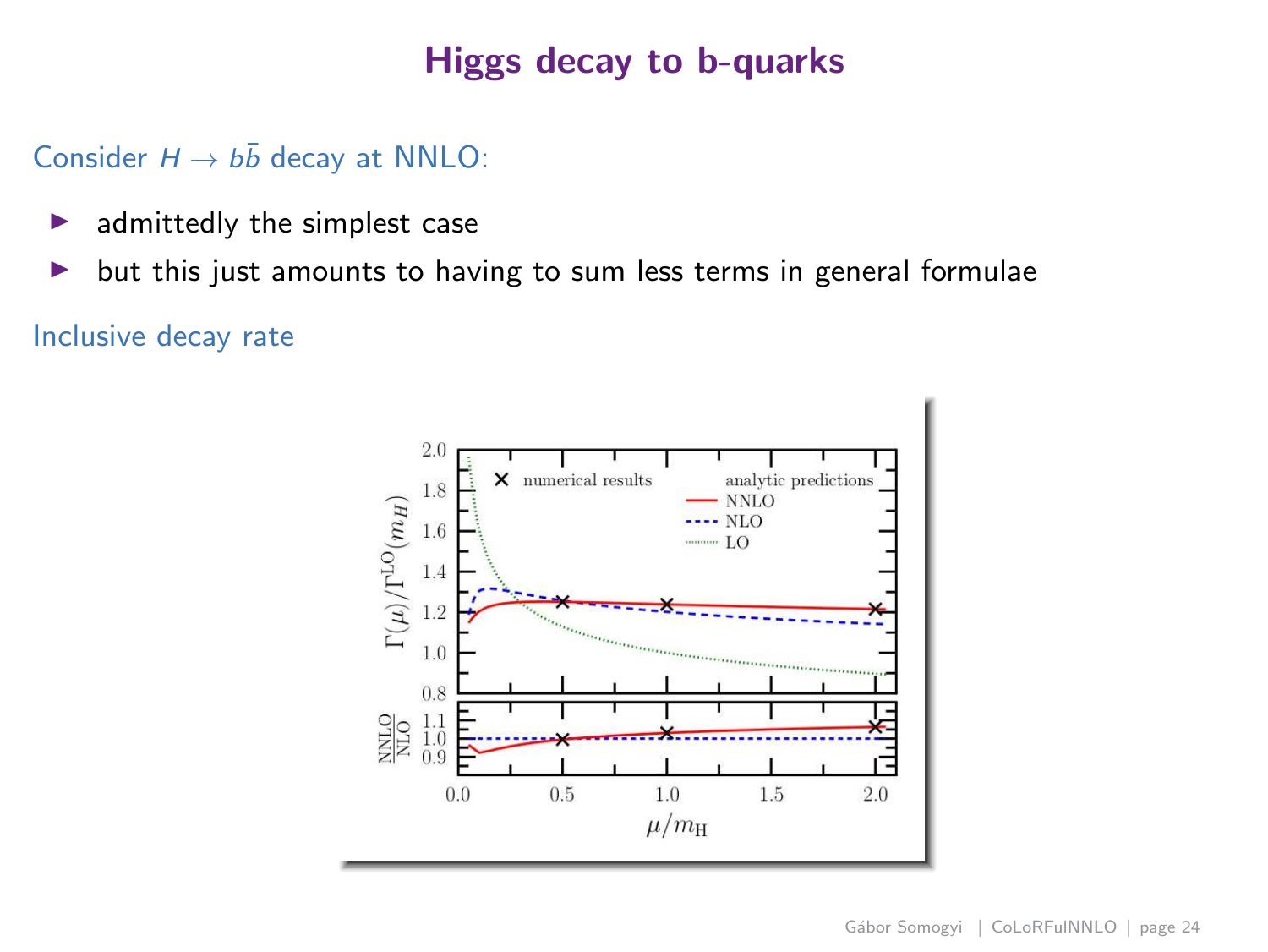# Higgs decay to b-quarks

Consider $H \to b\bar{b}$ decay at NNLO:

- admittedly the simplest case
- but this just amounts to having to sum less terms in general formulae

Inclusive decay rate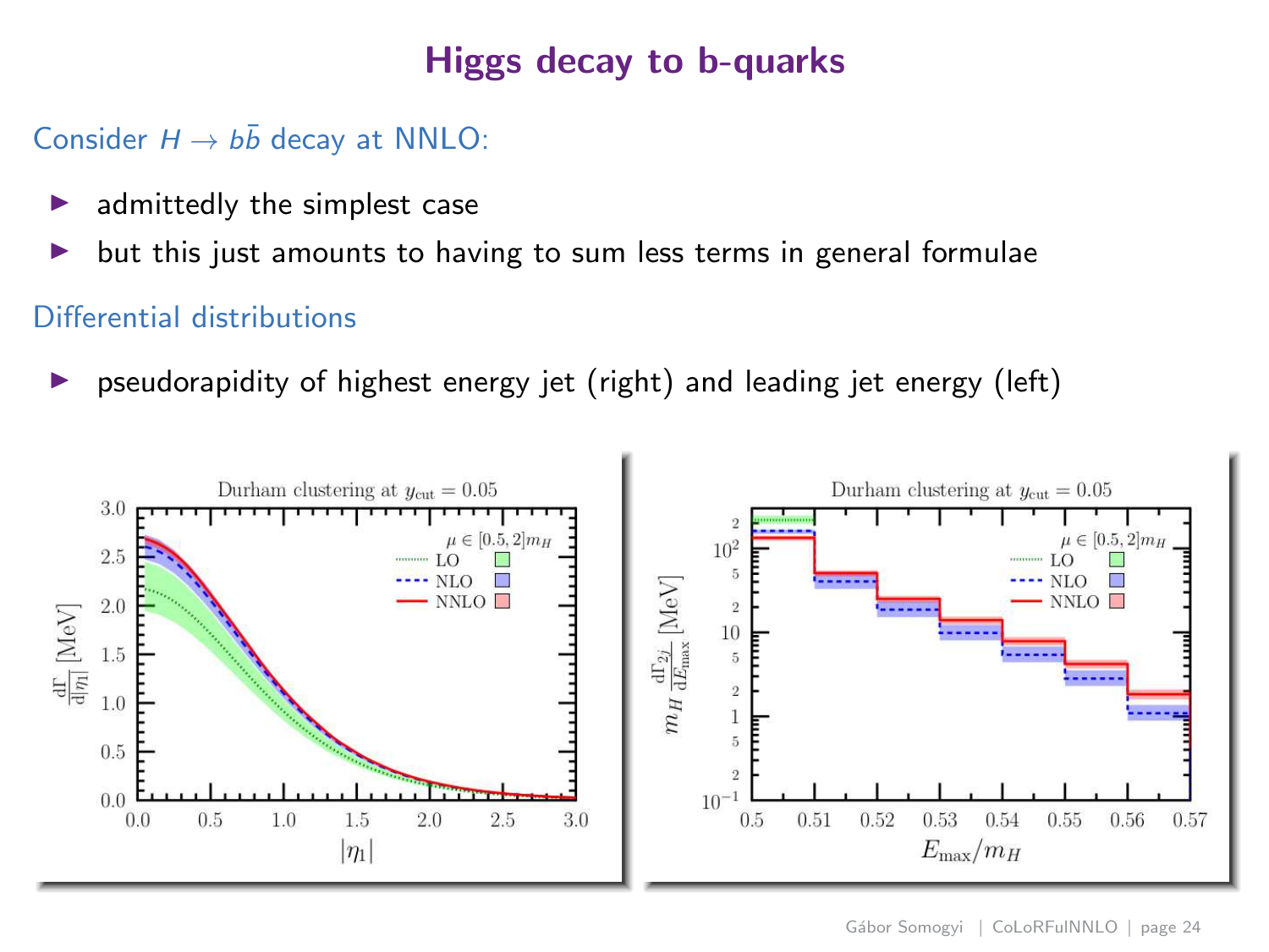# Higgs decay to b-quarks

Consider $H \to b\bar{b}$ decay at NNLO:

- admittedly the simplest case
- but this just amounts to having to sum less terms in general formulae

Differential distributions

- pseudorapidity of highest energy jet (right) and leading jet energy (left)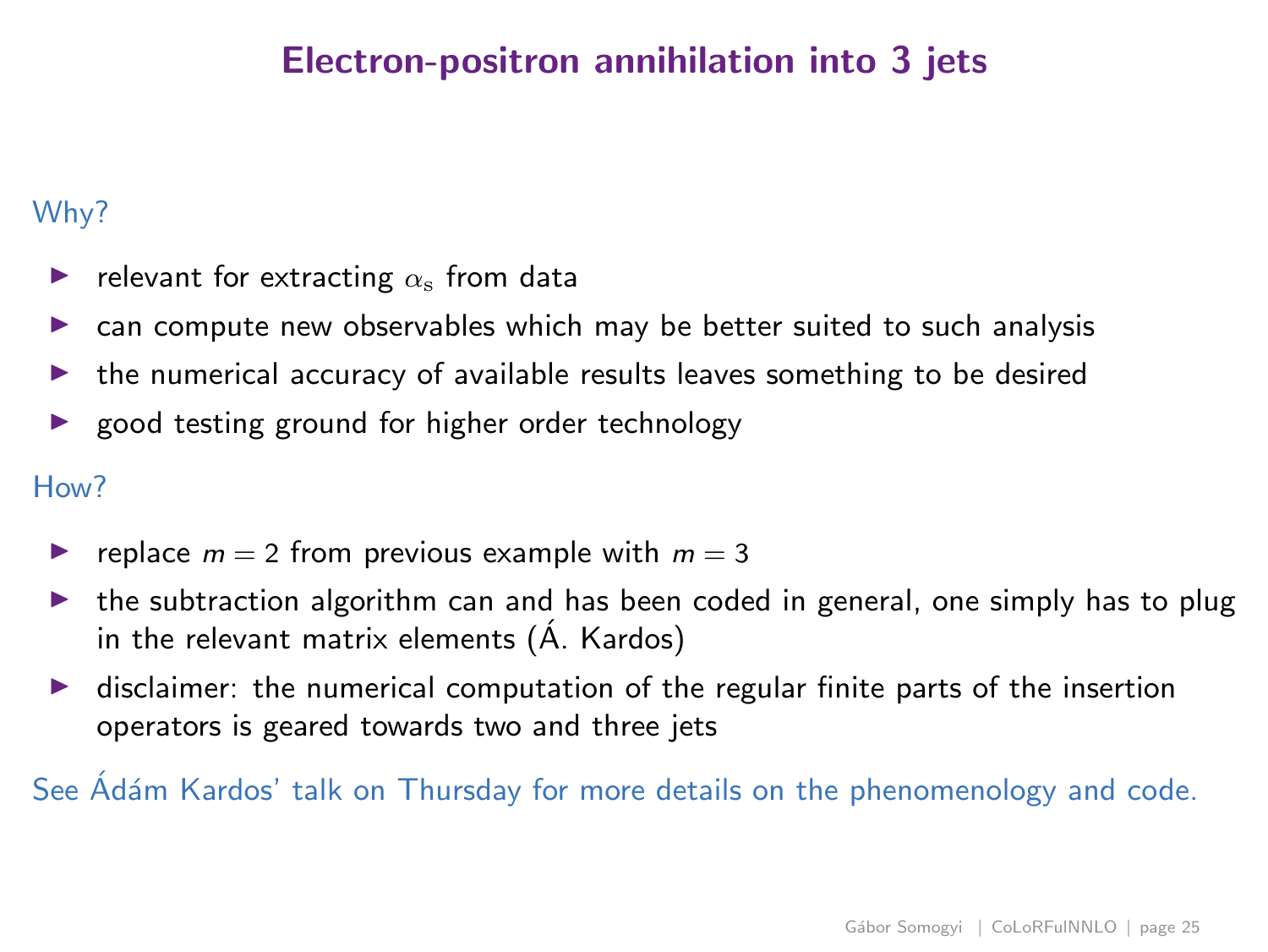# Electron-positron annihilation into 3 jets

Why?

- relevant for extracting $\alpha_{\mathrm{s}}$ from data
- can compute new observables which may be better suited to such analysis
- the numerical accuracy of available results leaves something to be desired
- good testing ground for higher order technology

How?

- replace $m = 2$ from previous example with $m = 3$
- the subtraction algorithm can and has been coded in general, one simply has to plug in the relevant matrix elements (Á. Kardos)
- disclaimer: the numerical computation of the regular finite parts of the insertion operators is geared towards two and three jets

See Ádám Kardos' talk on Thursday for more details on the phenomenology and code.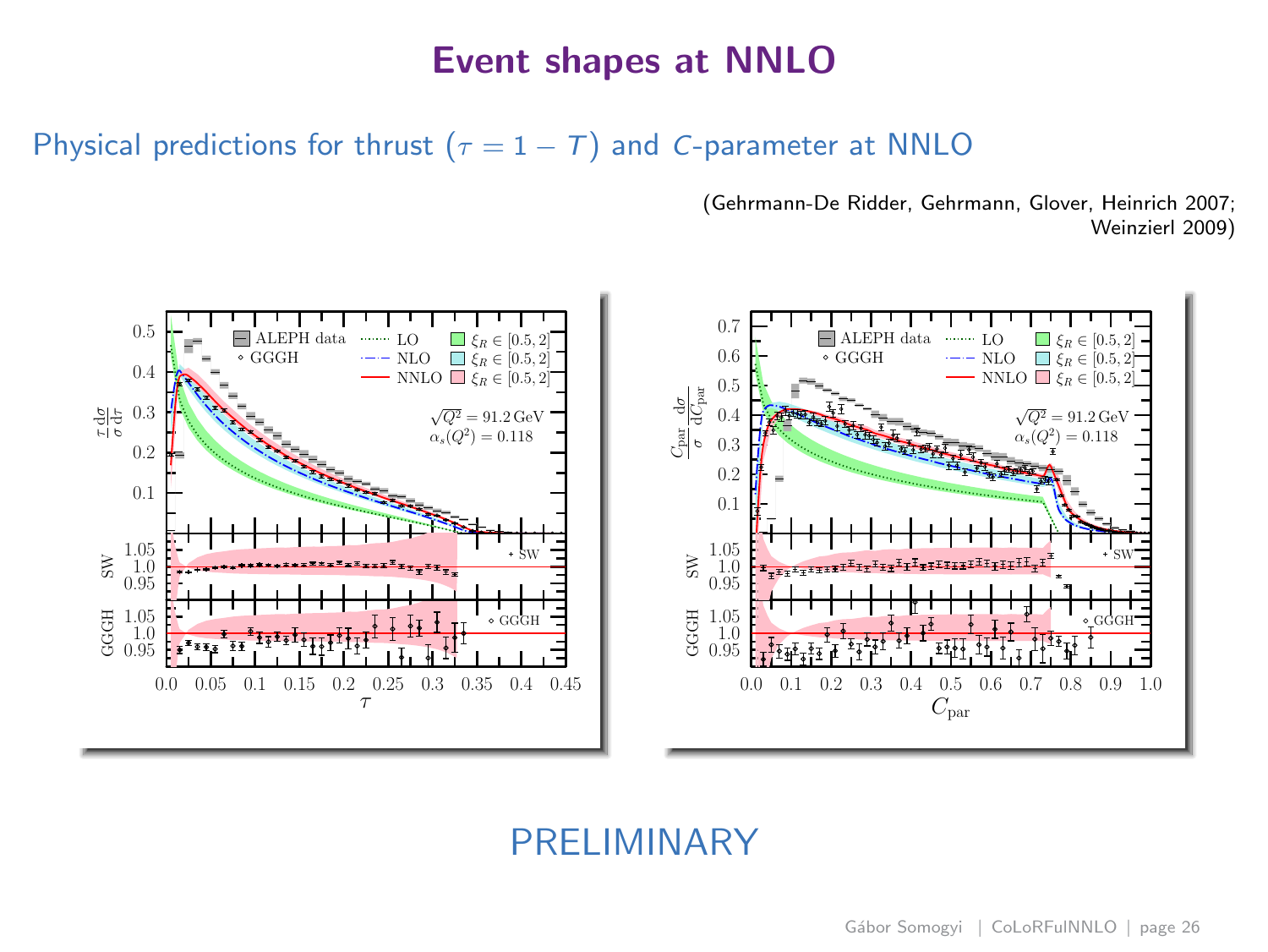# Event shapes at NNLO

Physical predictions for thrust ($\tau = 1 - T$) and $C$-parameter at NNLO

(Gehrmann-De Ridder, Gehrmann, Glover, Heinrich 2007; Weinzierl 2009)

PRELIMINARY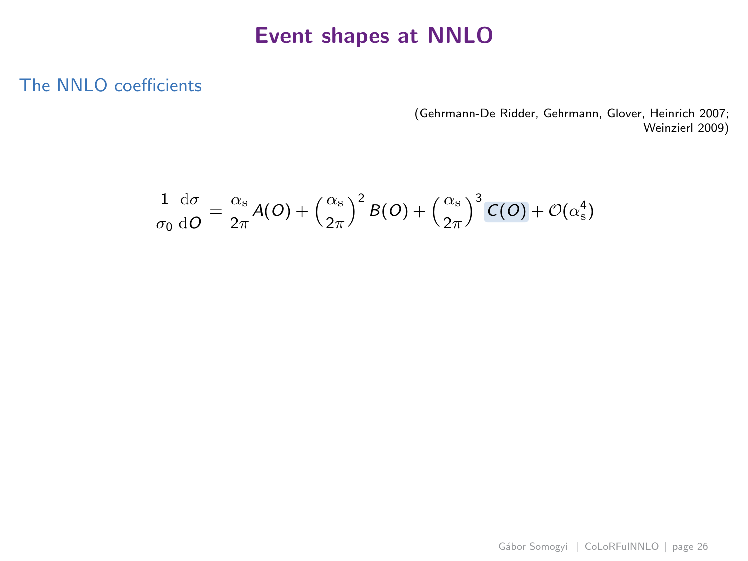# Event shapes at NNLO

## The NNLO coefficients

(Gehrmann-De Ridder, Gehrmann, Glover, Heinrich 2007; Weinzierl 2009)

$$\frac{1}{\sigma_0}\frac{\mathrm{d}\sigma}{\mathrm{d}O} = \frac{\alpha_\mathrm{s}}{2\pi}A(O) + \left(\frac{\alpha_\mathrm{s}}{2\pi}\right)^2 B(O) + \left(\frac{\alpha_\mathrm{s}}{2\pi}\right)^3 C(O) + \mathcal{O}(\alpha_\mathrm{s}^4)$$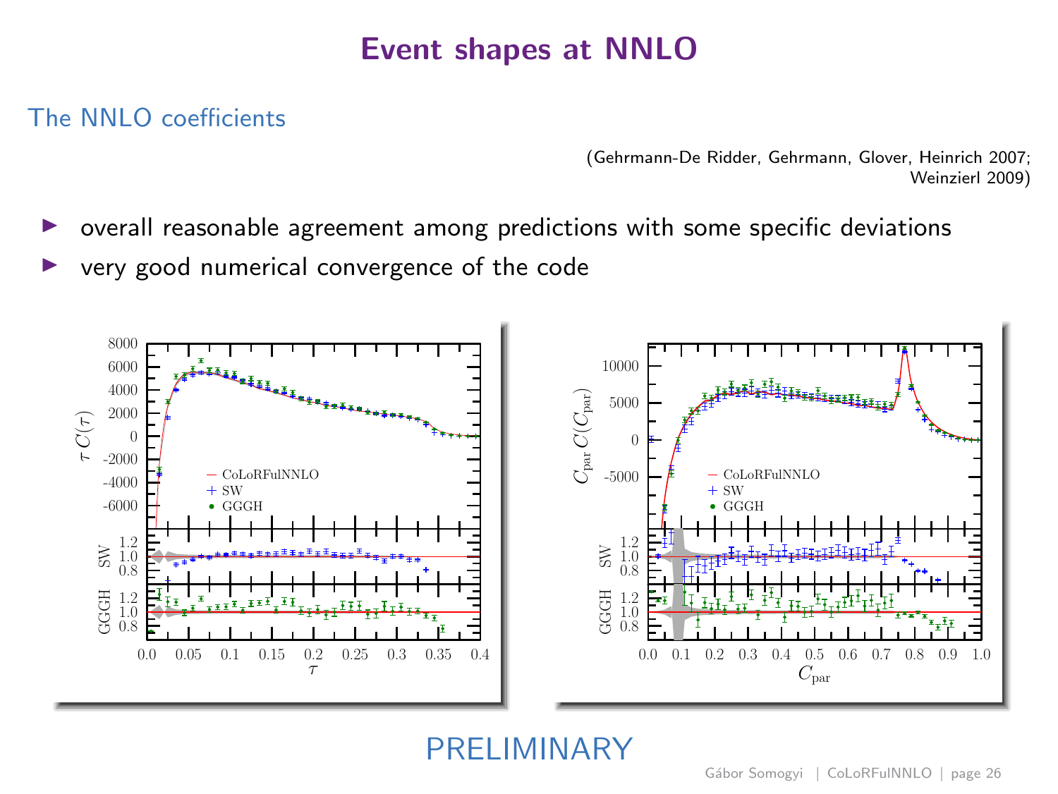# Event shapes at NNLO

## The NNLO coefficients

(Gehrmann-De Ridder, Gehrmann, Glover, Heinrich 2007; Weinzierl 2009)

- overall reasonable agreement among predictions with some specific deviations
- very good numerical convergence of the code

PRELIMINARY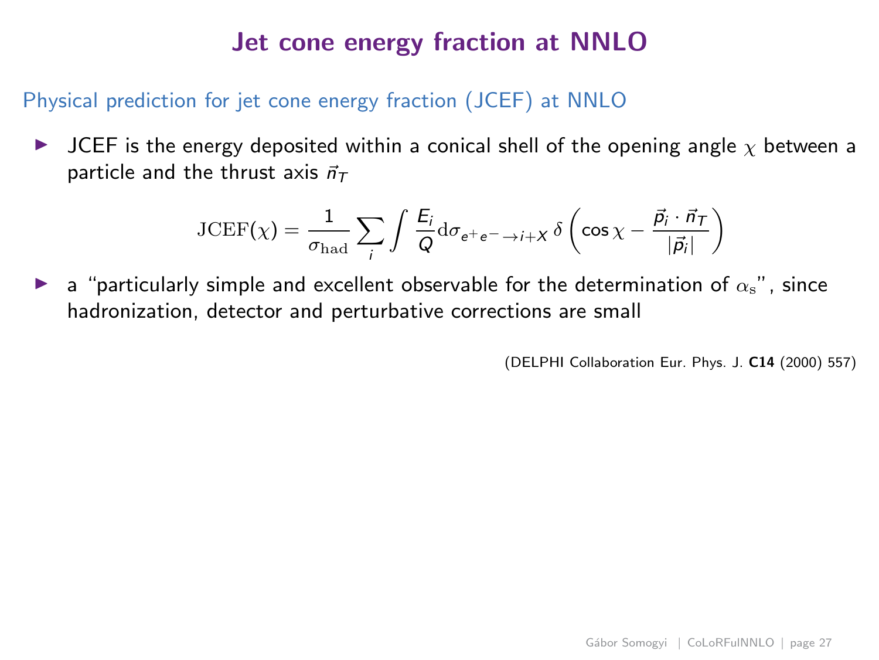# Jet cone energy fraction at NNLO

## Physical prediction for jet cone energy fraction (JCEF) at NNLO

- JCEF is the energy deposited within a conical shell of the opening angle $\chi$ between a particle and the thrust axis $\vec{n}_T$

$$\mathrm{JCEF}(\chi) = \frac{1}{\sigma_{\mathrm{had}}} \sum_i \int \frac{E_i}{Q} \mathrm{d}\sigma_{e^+e^- \to i+X}\, \delta\left(\cos\chi - \frac{\vec{p}_i \cdot \vec{n}_T}{|\vec{p}_i|}\right)$$

- a "particularly simple and excellent observable for the determination of $\alpha_{\mathrm{s}}$", since hadronization, detector and perturbative corrections are small

(DELPHI Collaboration Eur. Phys. J. **C14** (2000) 557)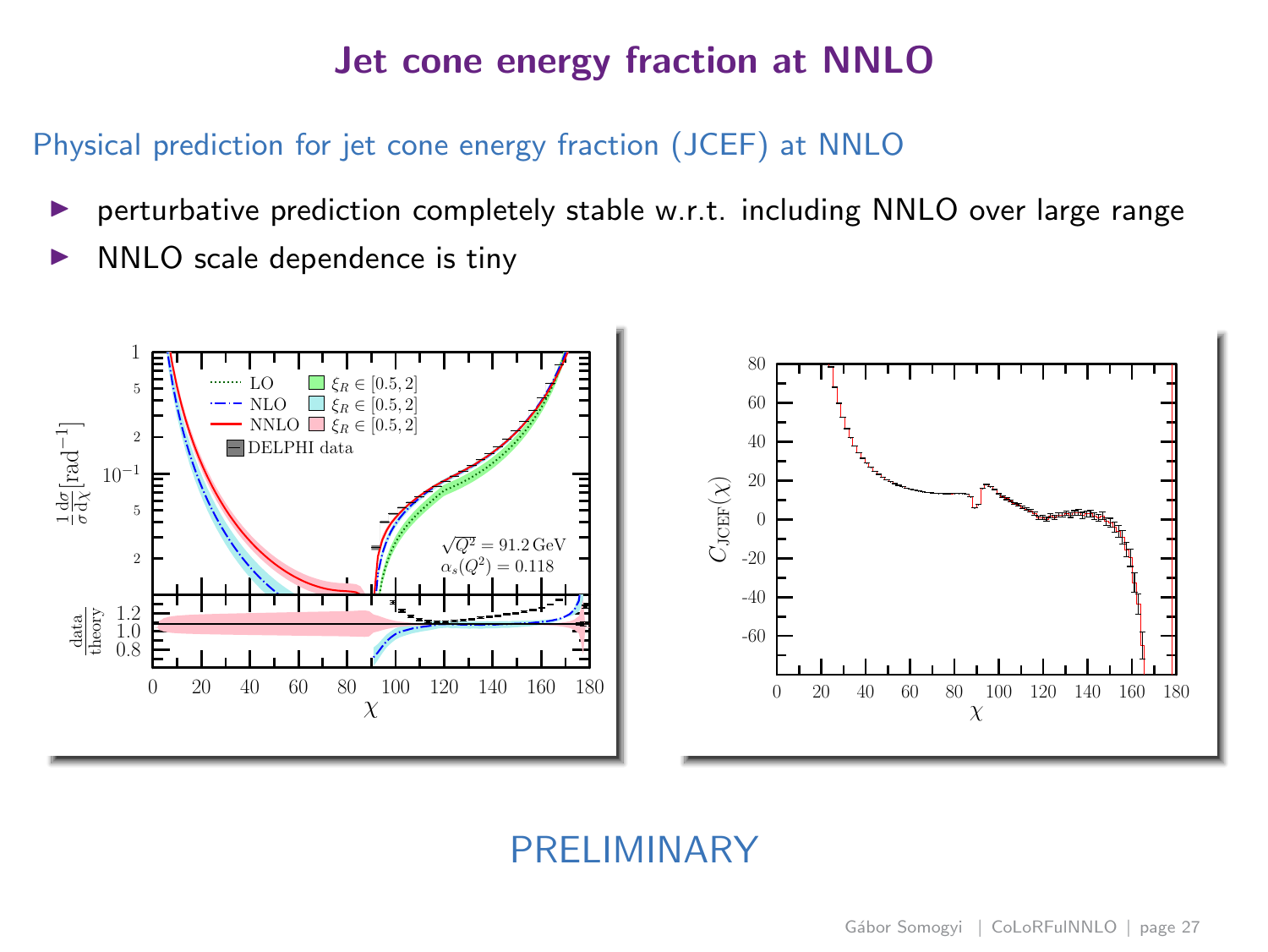# Jet cone energy fraction at NNLO

Physical prediction for jet cone energy fraction (JCEF) at NNLO

- perturbative prediction completely stable w.r.t. including NNLO over large range
- NNLO scale dependence is tiny

PRELIMINARY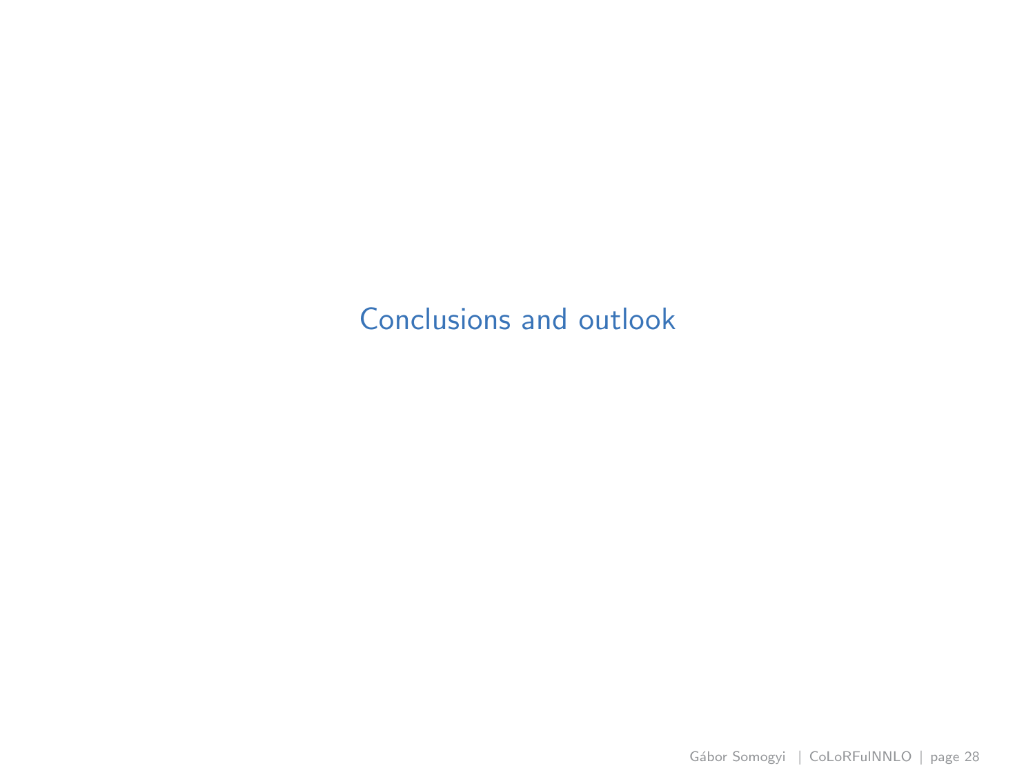# Conclusions and outlook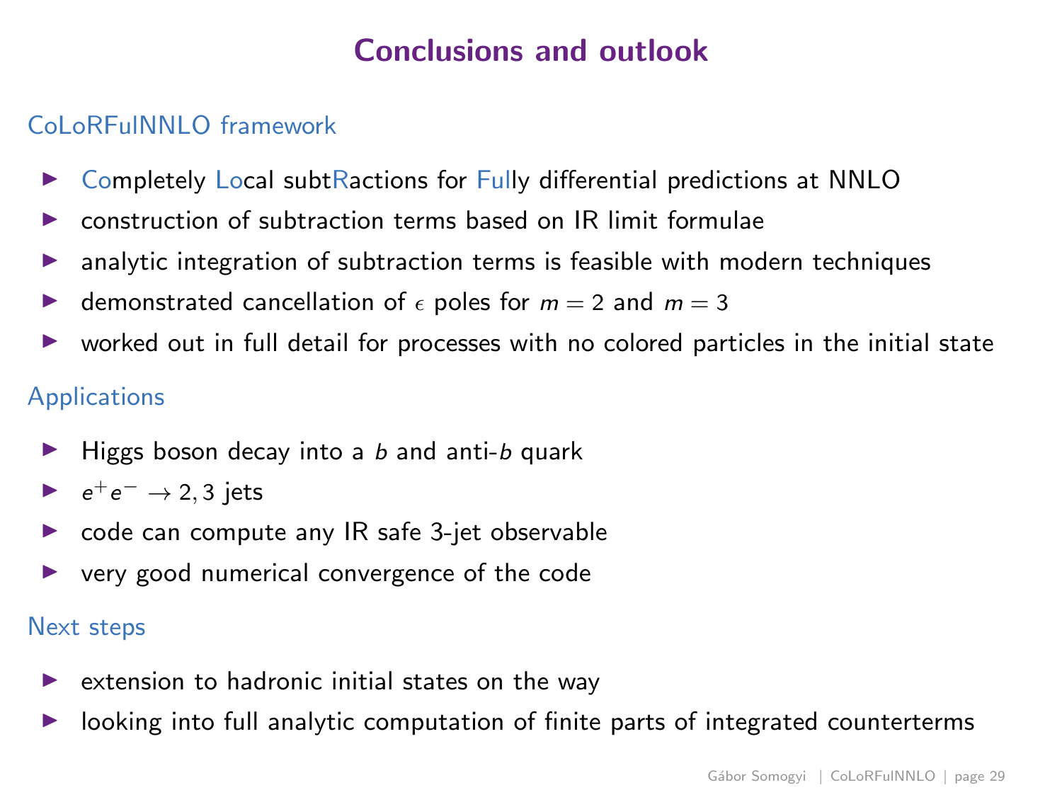# Conclusions and outlook

## CoLoRFulNNLO framework

- **Co**mpletely **Lo**cal subt**R**actions for **Ful**ly differential predictions at NNLO
- construction of subtraction terms based on IR limit formulae
- analytic integration of subtraction terms is feasible with modern techniques
- demonstrated cancellation of $\epsilon$ poles for $m = 2$ and $m = 3$
- worked out in full detail for processes with no colored particles in the initial state

## Applications

- Higgs boson decay into a $b$ and anti-$b$ quark
- $e^+e^- \to 2, 3$ jets
- code can compute any IR safe 3-jet observable
- very good numerical convergence of the code

## Next steps

- extension to hadronic initial states on the way
- looking into full analytic computation of finite parts of integrated counterterms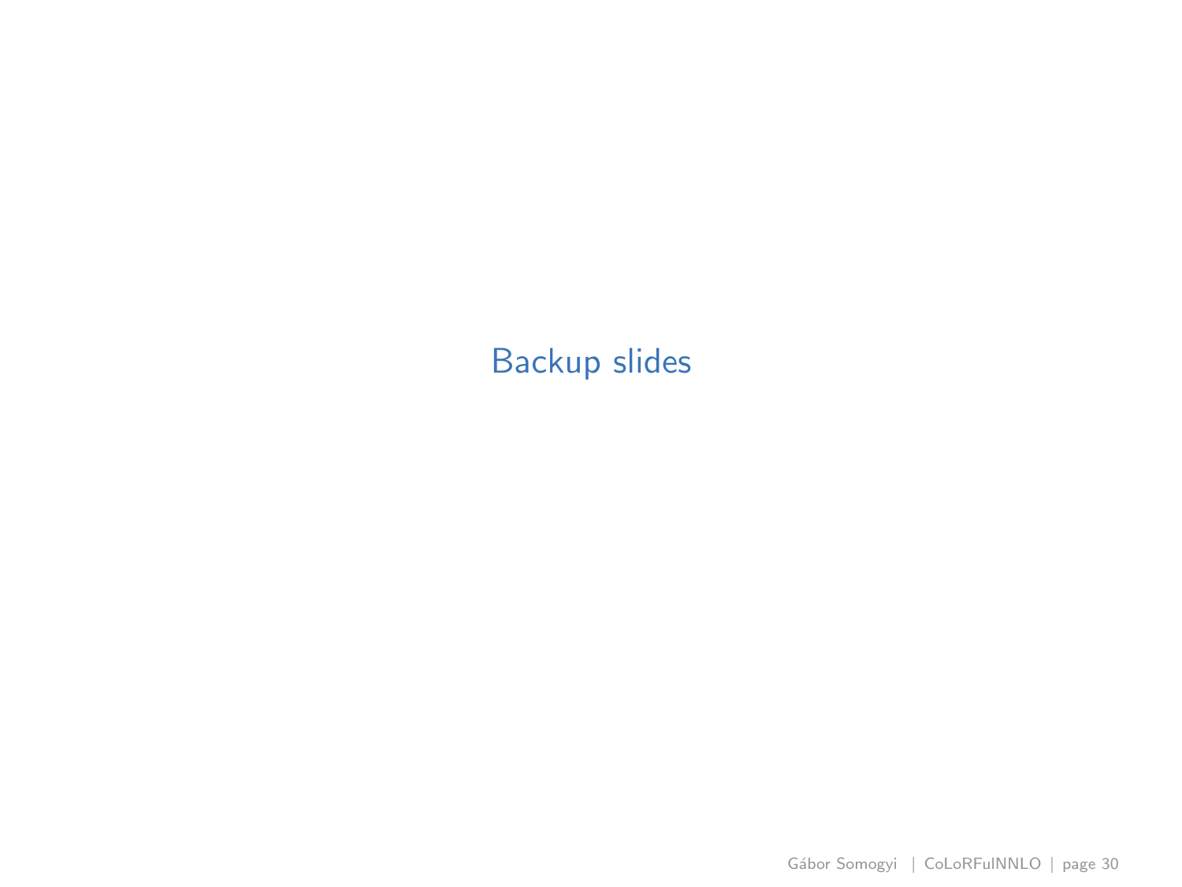# Backup slides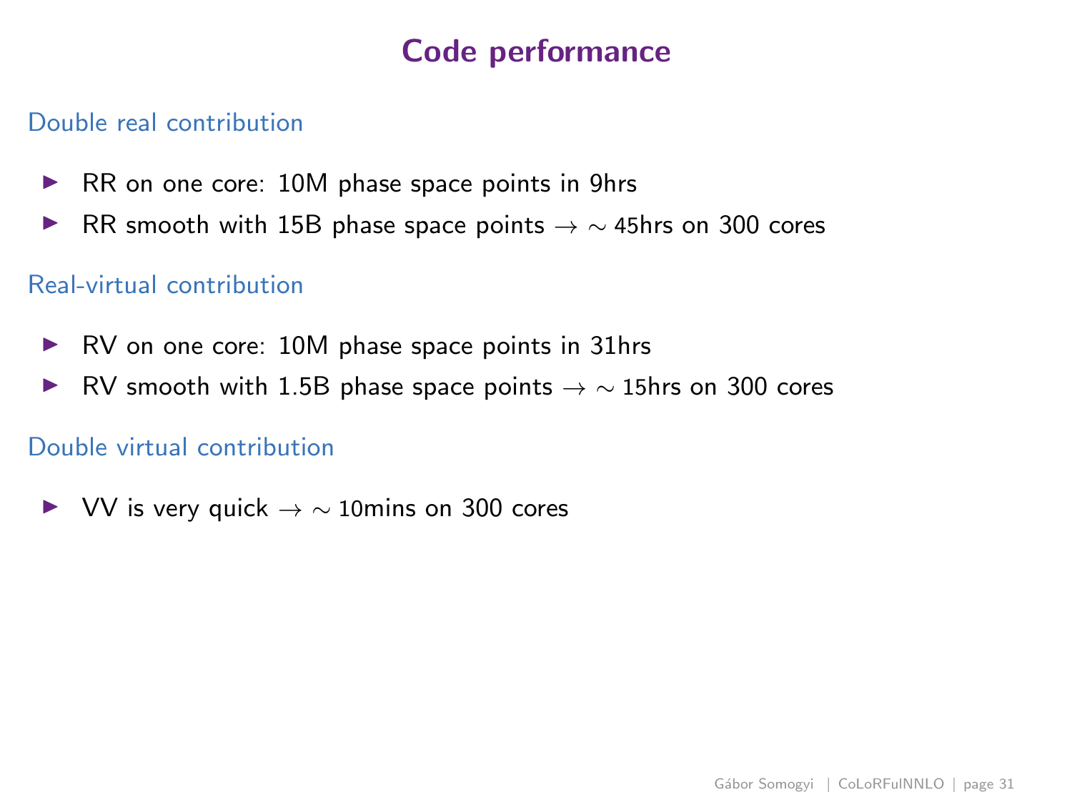# Code performance

### Double real contribution

- RR on one core: 10M phase space points in 9hrs
- RR smooth with 15B phase space points $\to \sim$ 45hrs on 300 cores

### Real-virtual contribution

- RV on one core: 10M phase space points in 31hrs
- RV smooth with 1.5B phase space points $\to \sim$ 15hrs on 300 cores

### Double virtual contribution

- VV is very quick $\to \sim$ 10mins on 300 cores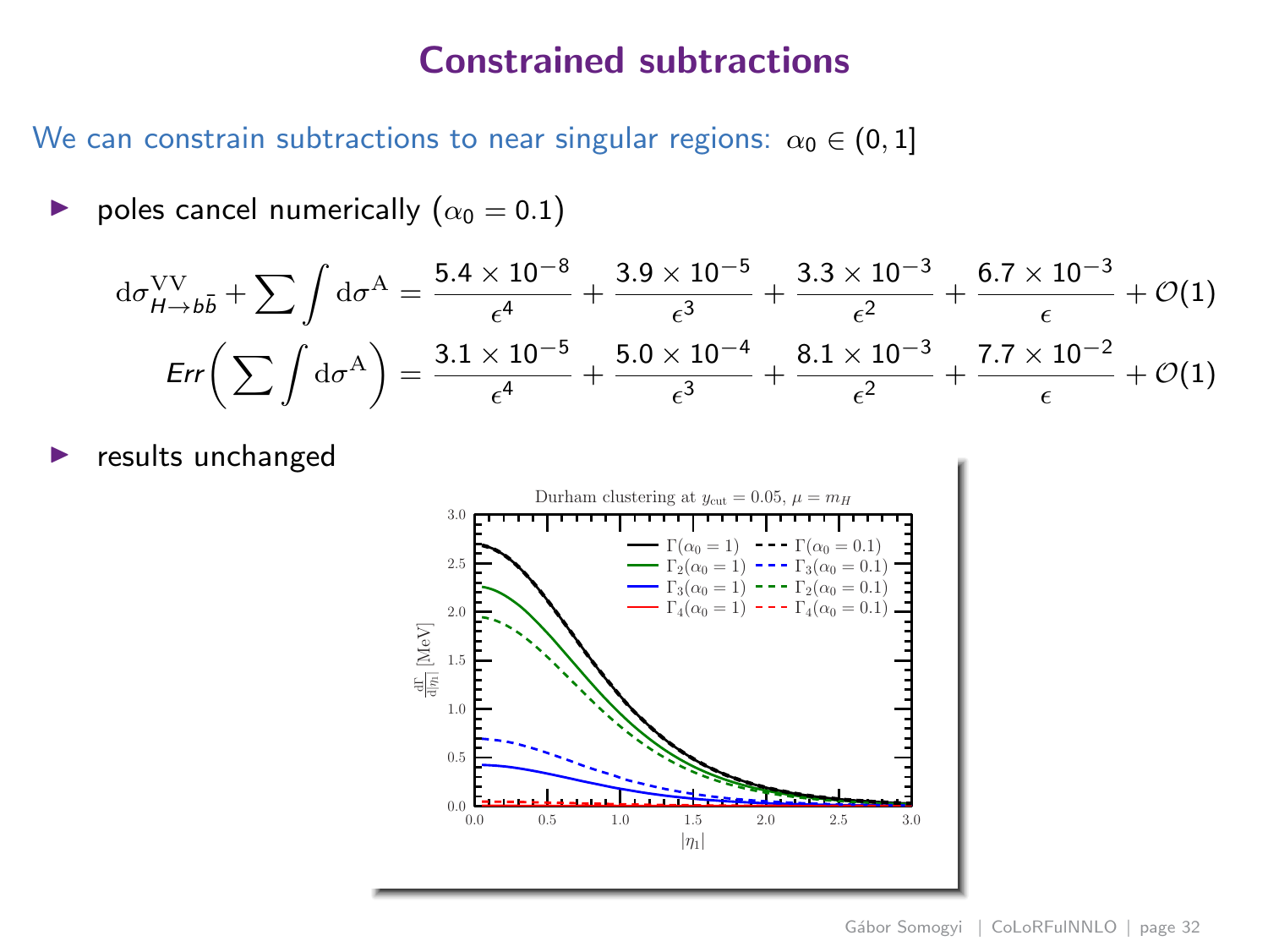# Constrained subtractions

We can constrain subtractions to near singular regions: $\alpha_0 \in (0, 1]$

- poles cancel numerically ($\alpha_0 = 0.1$)

$$\mathrm{d}\sigma^{\mathrm{VV}}_{H\to b\bar{b}} + \sum \int \mathrm{d}\sigma^{\mathrm{A}} = \frac{5.4 \times 10^{-8}}{\epsilon^4} + \frac{3.9 \times 10^{-5}}{\epsilon^3} + \frac{3.3 \times 10^{-3}}{\epsilon^2} + \frac{6.7 \times 10^{-3}}{\epsilon} + \mathcal{O}(1)$$

$$Err\left( \sum \int \mathrm{d}\sigma^{\mathrm{A}} \right) = \frac{3.1 \times 10^{-5}}{\epsilon^4} + \frac{5.0 \times 10^{-4}}{\epsilon^3} + \frac{8.1 \times 10^{-3}}{\epsilon^2} + \frac{7.7 \times 10^{-2}}{\epsilon} + \mathcal{O}(1)$$

- results unchanged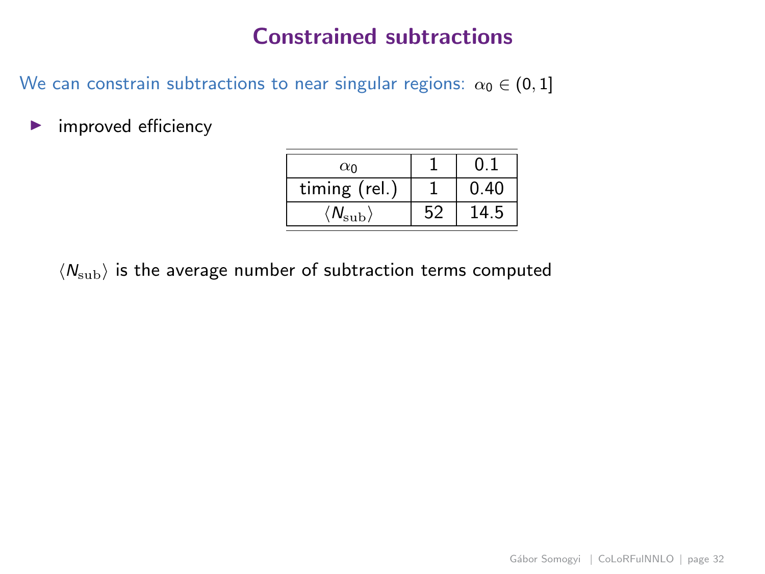# Constrained subtractions

We can constrain subtractions to near singular regions: $\alpha_0 \in (0, 1]$

- improved efficiency

| $\alpha_0$ | 1 | 0.1 |
|---|---|---|
| timing (rel.) | 1 | 0.40 |
| $\langle N_{\text{sub}} \rangle$ | 52 | 14.5 |

$\langle N_{\text{sub}} \rangle$ is the average number of subtraction terms computed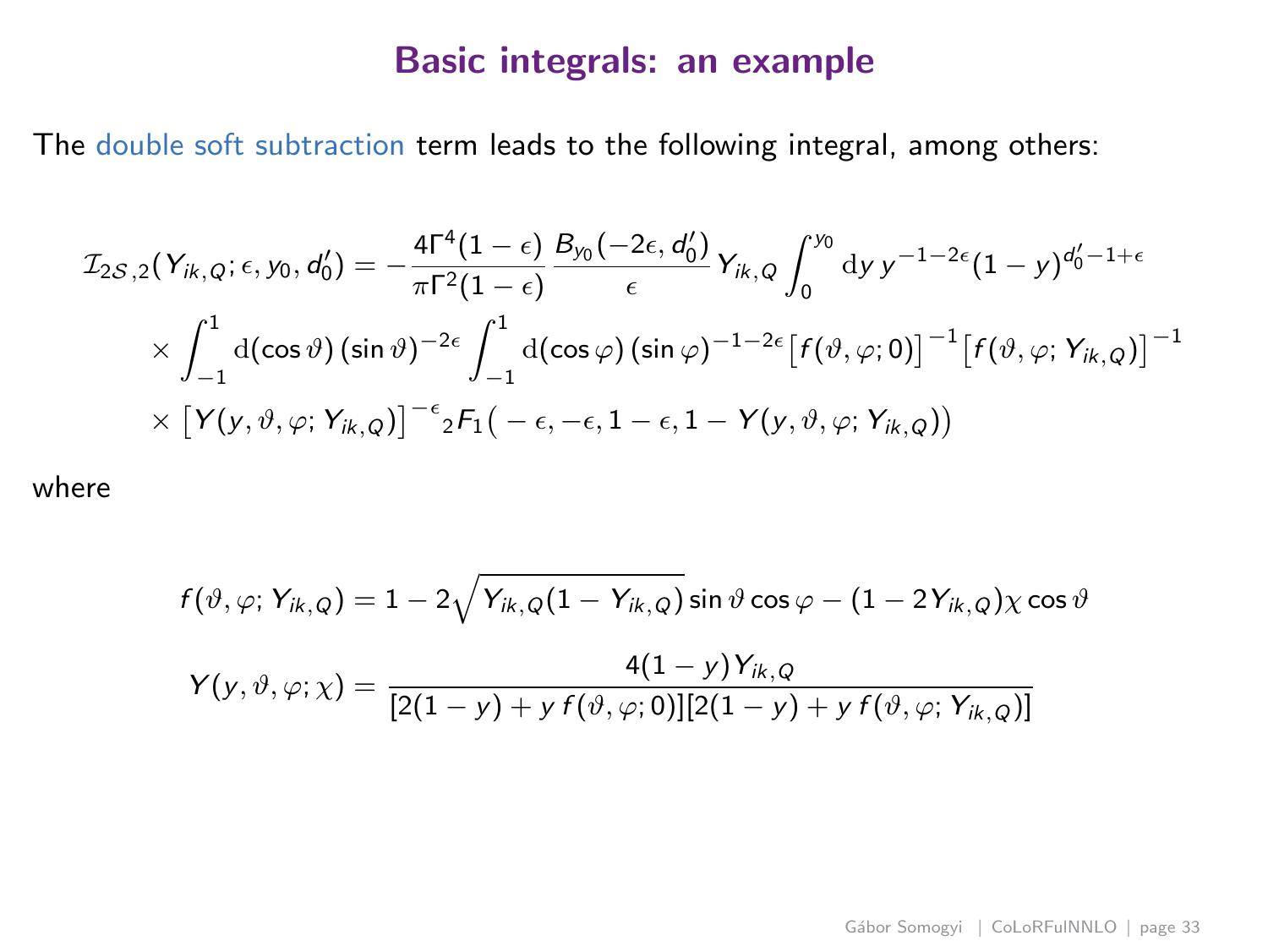# Basic integrals: an example

The double soft subtraction term leads to the following integral, among others:

$$
\begin{aligned}
\mathcal{I}_{2\mathcal{S},2}(Y_{ik,Q};\epsilon,y_0,d_0') = &-\frac{4\Gamma^4(1-\epsilon)}{\pi\Gamma^2(1-\epsilon)}\frac{B_{y_0}(-2\epsilon,d_0')}{\epsilon}\,Y_{ik,Q}\int_0^{y_0}\mathrm{d}y\,y^{-1-2\epsilon}(1-y)^{d_0'-1+\epsilon} \\
&\times\int_{-1}^{1}\mathrm{d}(\cos\vartheta)\,(\sin\vartheta)^{-2\epsilon}\int_{-1}^{1}\mathrm{d}(\cos\varphi)\,(\sin\varphi)^{-1-2\epsilon}\big[f(\vartheta,\varphi;0)\big]^{-1}\big[f(\vartheta,\varphi;Y_{ik,Q})\big]^{-1} \\
&\times\big[Y(y,\vartheta,\varphi;Y_{ik,Q})\big]^{-\epsilon}{}_2F_1\big(-\epsilon,-\epsilon,1-\epsilon,1-Y(y,\vartheta,\varphi;Y_{ik,Q})\big)
\end{aligned}
$$

where

$$
f(\vartheta,\varphi;Y_{ik,Q}) = 1-2\sqrt{Y_{ik,Q}(1-Y_{ik,Q})}\sin\vartheta\cos\varphi-(1-2Y_{ik,Q})\chi\cos\vartheta
$$

$$
Y(y,\vartheta,\varphi;\chi) = \frac{4(1-y)Y_{ik,Q}}{[2(1-y)+y\,f(\vartheta,\varphi;0)][2(1-y)+y\,f(\vartheta,\varphi;Y_{ik,Q})]}
$$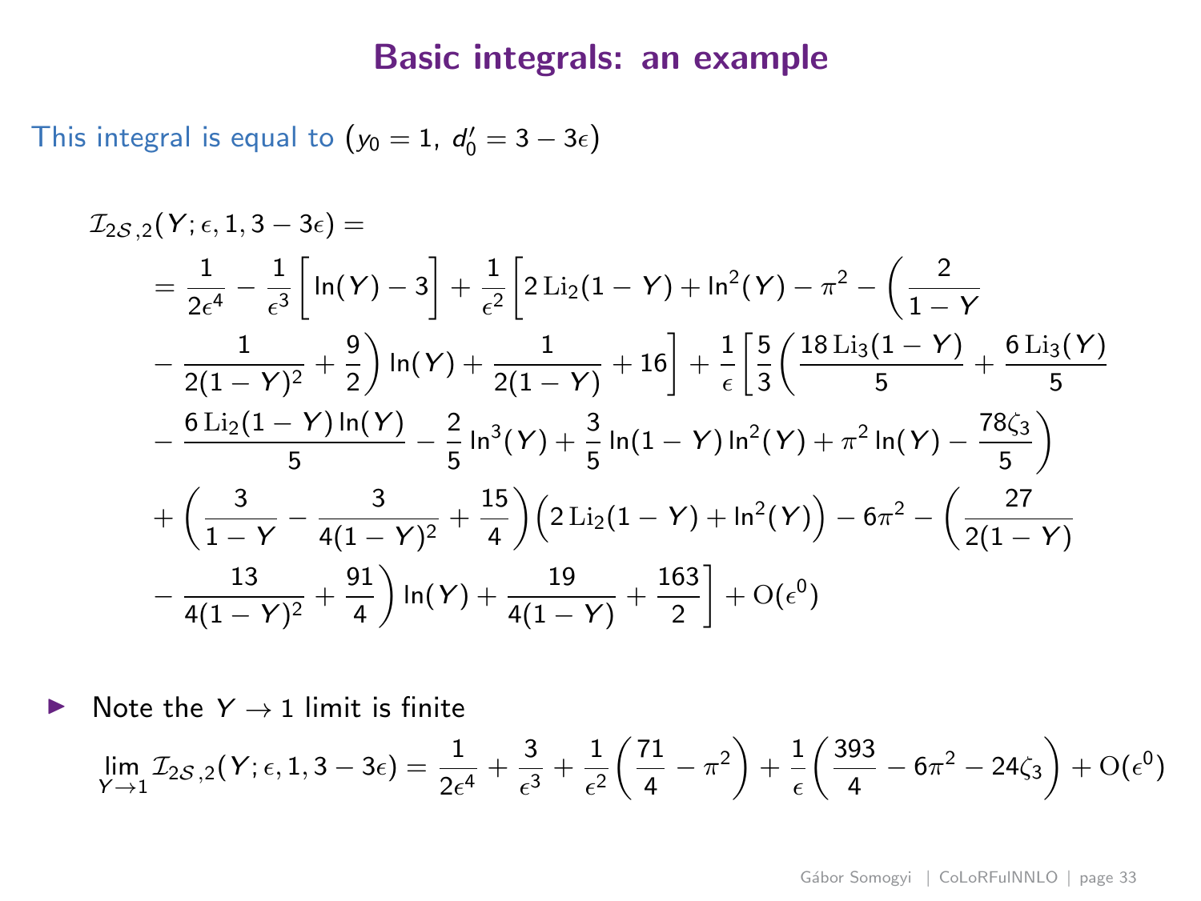# Basic integrals: an example

This integral is equal to $(y_0 = 1,\ d_0' = 3 - 3\epsilon)$

$$
\begin{aligned}
&\mathcal{I}_{2\mathcal{S},2}(Y;\epsilon,1,3-3\epsilon) = \\
&= \frac{1}{2\epsilon^4} - \frac{1}{\epsilon^3}\Big[\ln(Y) - 3\Big] + \frac{1}{\epsilon^2}\Big[2\,\mathrm{Li}_2(1-Y) + \ln^2(Y) - \pi^2 - \bigg(\frac{2}{1-Y} \\
&\quad - \frac{1}{2(1-Y)^2} + \frac{9}{2}\bigg)\ln(Y) + \frac{1}{2(1-Y)} + 16\Big] + \frac{1}{\epsilon}\bigg[\frac{5}{3}\bigg(\frac{18\,\mathrm{Li}_3(1-Y)}{5} + \frac{6\,\mathrm{Li}_3(Y)}{5} \\
&\quad - \frac{6\,\mathrm{Li}_2(1-Y)\ln(Y)}{5} - \frac{2}{5}\ln^3(Y) + \frac{3}{5}\ln(1-Y)\ln^2(Y) + \pi^2\ln(Y) - \frac{78\zeta_3}{5}\bigg) \\
&\quad + \bigg(\frac{3}{1-Y} - \frac{3}{4(1-Y)^2} + \frac{15}{4}\bigg)\Big(2\,\mathrm{Li}_2(1-Y) + \ln^2(Y)\Big) - 6\pi^2 - \bigg(\frac{27}{2(1-Y)} \\
&\quad - \frac{13}{4(1-Y)^2} + \frac{91}{4}\bigg)\ln(Y) + \frac{19}{4(1-Y)} + \frac{163}{2}\bigg] + \mathrm{O}(\epsilon^0)
\end{aligned}
$$

- Note the $Y \to 1$ limit is finite

$$
\lim_{Y\to 1}\mathcal{I}_{2\mathcal{S},2}(Y;\epsilon,1,3-3\epsilon) = \frac{1}{2\epsilon^4} + \frac{3}{\epsilon^3} + \frac{1}{\epsilon^2}\bigg(\frac{71}{4} - \pi^2\bigg) + \frac{1}{\epsilon}\bigg(\frac{393}{4} - 6\pi^2 - 24\zeta_3\bigg) + \mathrm{O}(\epsilon^0)
$$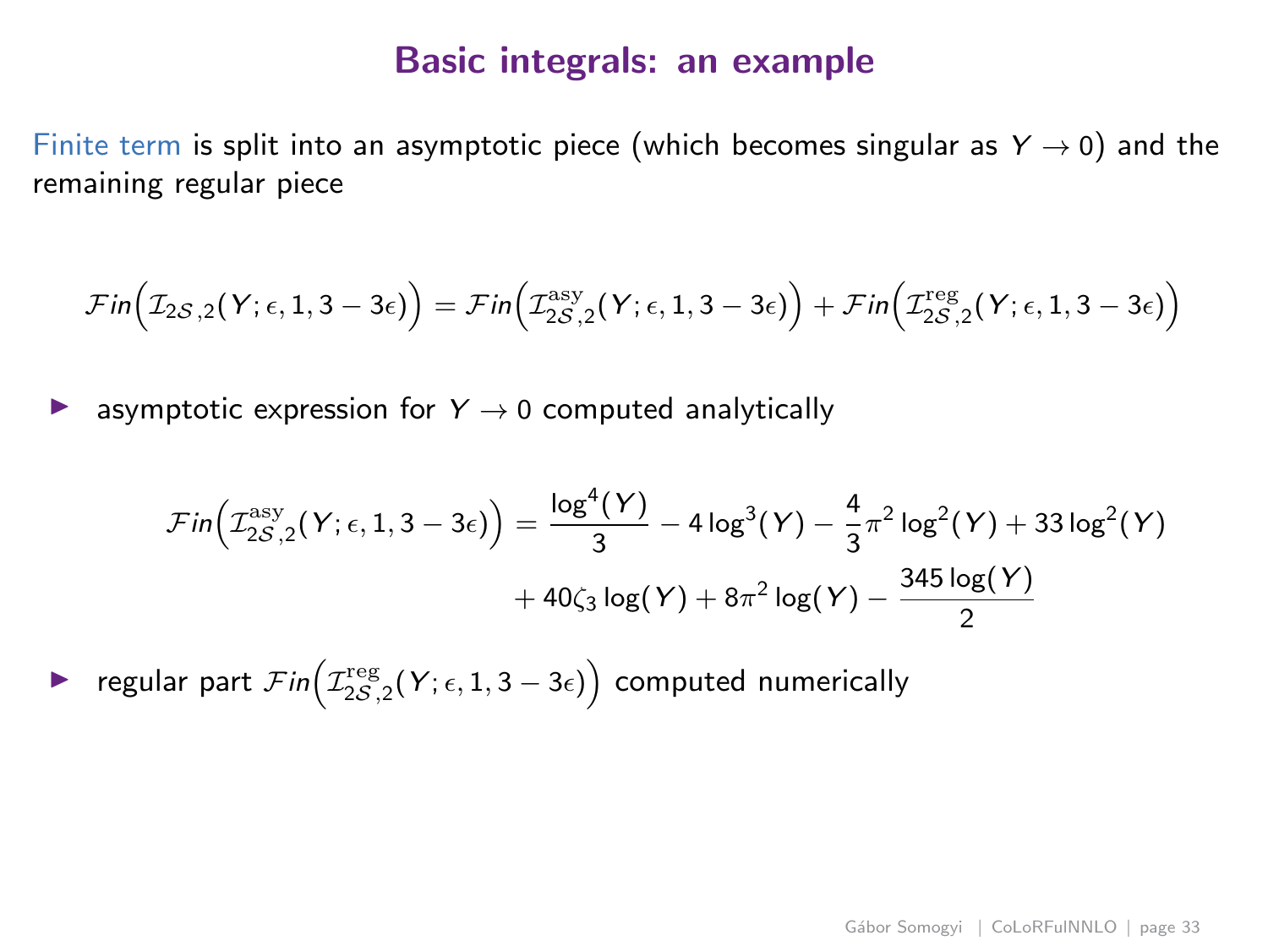# Basic integrals: an example

Finite term is split into an asymptotic piece (which becomes singular as $Y \to 0$) and the remaining regular piece

$$\mathcal{F}in\Big(\mathcal{I}_{2\mathcal{S},2}(Y;\epsilon,1,3-3\epsilon)\Big) = \mathcal{F}in\Big(\mathcal{I}^{\mathrm{asy}}_{2\mathcal{S},2}(Y;\epsilon,1,3-3\epsilon)\Big) + \mathcal{F}in\Big(\mathcal{I}^{\mathrm{reg}}_{2\mathcal{S},2}(Y;\epsilon,1,3-3\epsilon)\Big)$$

- asymptotic expression for $Y \to 0$ computed analytically

$$\mathcal{F}in\Big(\mathcal{I}^{\mathrm{asy}}_{2\mathcal{S},2}(Y;\epsilon,1,3-3\epsilon)\Big) = \frac{\log^4(Y)}{3} - 4\log^3(Y) - \frac{4}{3}\pi^2\log^2(Y) + 33\log^2(Y) + 40\zeta_3\log(Y) + 8\pi^2\log(Y) - \frac{345\log(Y)}{2}$$

- regular part $\mathcal{F}in\Big(\mathcal{I}^{\mathrm{reg}}_{2\mathcal{S},2}(Y;\epsilon,1,3-3\epsilon)\Big)$ computed numerically